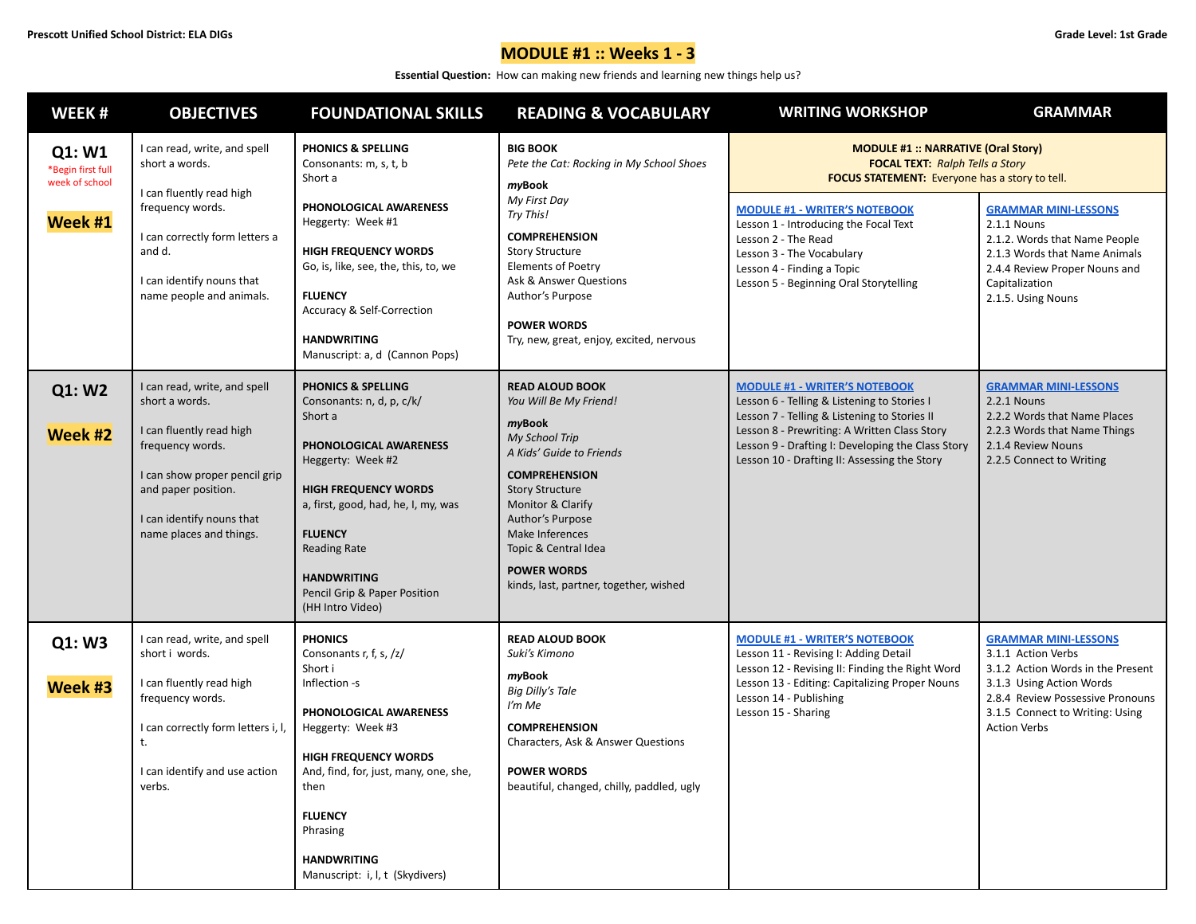Prescott Unified School District: ELA DIGs | Grade Level: 1st Grade

# MODULE #1 :: Weeks 1 - 3

**Essential Question:** How can making new friends and learning new things help us?

| WEEK # | OBJECTIVES | FOUNDATIONAL SKILLS | READING & VOCABULARY | WRITING WORKSHOP | GRAMMAR |
|---|---|---|---|---|---|
| | | | | **MODULE #1 :: NARRATIVE (Oral Story)**<br>**FOCAL TEXT:** *Ralph Tells a Story*<br>**FOCUS STATEMENT:** Everyone has a story to tell. | |
| **Q1: W1**<br>*Begin first full week of school<br><br>**Week #1** | I can read, write, and spell short a words.<br><br>I can fluently read high frequency words.<br><br>I can correctly form letters a and d.<br><br>I can identify nouns that name people and animals. | **PHONICS & SPELLING**<br>Consonants: m, s, t, b<br>Short a<br><br>**PHONOLOGICAL AWARENESS**<br>Heggerty: Week #1<br><br>**HIGH FREQUENCY WORDS**<br>Go, is, like, see, the, this, to, we<br><br>**FLUENCY**<br>Accuracy & Self-Correction<br><br>**HANDWRITING**<br>Manuscript: a, d (Cannon Pops) | **BIG BOOK**<br>*Pete the Cat: Rocking in My School Shoes*<br><br>***my*Book**<br>*My First Day*<br>*Try This!*<br><br>**COMPREHENSION**<br>Story Structure<br>Elements of Poetry<br>Ask & Answer Questions<br>Author's Purpose<br><br>**POWER WORDS**<br>Try, new, great, enjoy, excited, nervous | **MODULE #1 - WRITER'S NOTEBOOK**<br>Lesson 1 - Introducing the Focal Text<br>Lesson 2 - The Read<br>Lesson 3 - The Vocabulary<br>Lesson 4 - Finding a Topic<br>Lesson 5 - Beginning Oral Storytelling | **GRAMMAR MINI-LESSONS**<br>2.1.1 Nouns<br>2.1.2. Words that Name People<br>2.1.3 Words that Name Animals<br>2.4.4 Review Proper Nouns and Capitalization<br>2.1.5. Using Nouns |
| **Q1: W2**<br><br>**Week #2** | I can read, write, and spell short a words.<br><br>I can fluently read high frequency words.<br><br>I can show proper pencil grip and paper position.<br><br>I can identify nouns that name places and things. | **PHONICS & SPELLING**<br>Consonants: n, d, p, c/k/<br>Short a<br><br>**PHONOLOGICAL AWARENESS**<br>Heggerty: Week #2<br><br>**HIGH FREQUENCY WORDS**<br>a, first, good, had, he, I, my, was<br><br>**FLUENCY**<br>Reading Rate<br><br>**HANDWRITING**<br>Pencil Grip & Paper Position<br>(HH Intro Video) | **READ ALOUD BOOK**<br>*You Will Be My Friend!*<br><br>***my*Book**<br>*My School Trip*<br>*A Kids' Guide to Friends*<br><br>**COMPREHENSION**<br>Story Structure<br>Monitor & Clarify<br>Author's Purpose<br>Make Inferences<br>Topic & Central Idea<br><br>**POWER WORDS**<br>kinds, last, partner, together, wished | **MODULE #1 - WRITER'S NOTEBOOK**<br>Lesson 6 - Telling & Listening to Stories I<br>Lesson 7 - Telling & Listening to Stories II<br>Lesson 8 - Prewriting: A Written Class Story<br>Lesson 9 - Drafting I: Developing the Class Story<br>Lesson 10 - Drafting II: Assessing the Story | **GRAMMAR MINI-LESSONS**<br>2.2.1 Nouns<br>2.2.2 Words that Name Places<br>2.2.3 Words that Name Things<br>2.1.4 Review Nouns<br>2.2.5 Connect to Writing |
| **Q1: W3**<br><br>**Week #3** | I can read, write, and spell short i words.<br><br>I can fluently read high frequency words.<br><br>I can correctly form letters i, l, t.<br><br>I can identify and use action verbs. | **PHONICS**<br>Consonants r, f, s, /z/<br>Short i<br>Inflection -s<br><br>**PHONOLOGICAL AWARENESS**<br>Heggerty: Week #3<br><br>**HIGH FREQUENCY WORDS**<br>And, find, for, just, many, one, she, then<br><br>**FLUENCY**<br>Phrasing<br><br>**HANDWRITING**<br>Manuscript: i, l, t (Skydivers) | **READ ALOUD BOOK**<br>*Suki's Kimono*<br><br>***my*Book**<br>*Big Dilly's Tale*<br>*I'm Me*<br><br>**COMPREHENSION**<br>Characters, Ask & Answer Questions<br><br>**POWER WORDS**<br>beautiful, changed, chilly, paddled, ugly | **MODULE #1 - WRITER'S NOTEBOOK**<br>Lesson 11 - Revising I: Adding Detail<br>Lesson 12 - Revising II: Finding the Right Word<br>Lesson 13 - Editing: Capitalizing Proper Nouns<br>Lesson 14 - Publishing<br>Lesson 15 - Sharing | **GRAMMAR MINI-LESSONS**<br>3.1.1 Action Verbs<br>3.1.2 Action Words in the Present<br>3.1.3 Using Action Words<br>2.8.4 Review Possessive Pronouns<br>3.1.5 Connect to Writing: Using Action Verbs |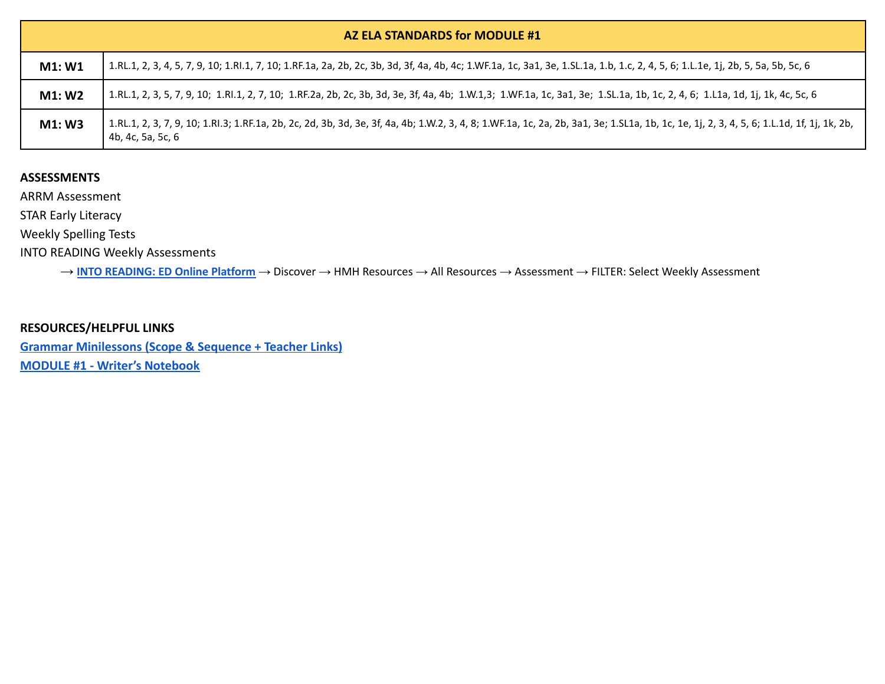| AZ ELA STANDARDS for MODULE #1 | |
|---|---|
| **M1: W1** | 1.RL.1, 2, 3, 4, 5, 7, 9, 10; 1.RI.1, 7, 10; 1.RF.1a, 2a, 2b, 2c, 3b, 3d, 3f, 4a, 4b, 4c; 1.WF.1a, 1c, 3a1, 3e, 1.SL.1a, 1.b, 1.c, 2, 4, 5, 6; 1.L.1e, 1j, 2b, 5, 5a, 5b, 5c, 6 |
| **M1: W2** | 1.RL.1, 2, 3, 5, 7, 9, 10; 1.RI.1, 2, 7, 10; 1.RF.2a, 2b, 2c, 3b, 3d, 3e, 3f, 4a, 4b; 1.W.1,3; 1.WF.1a, 1c, 3a1, 3e; 1.SL.1a, 1b, 1c, 2, 4, 6; 1.L1a, 1d, 1j, 1k, 4c, 5c, 6 |
| **M1: W3** | 1.RL.1, 2, 3, 7, 9, 10; 1.RI.3; 1.RF.1a, 2b, 2c, 2d, 3b, 3d, 3e, 3f, 4a, 4b; 1.W.2, 3, 4, 8; 1.WF.1a, 1c, 2a, 2b, 3a1, 3e; 1.SL1a, 1b, 1c, 1e, 1j, 2, 3, 4, 5, 6; 1.L.1d, 1f, 1j, 1k, 2b, 4b, 4c, 5a, 5c, 6 |

**ASSESSMENTS**

ARRM Assessment

STAR Early Literacy

Weekly Spelling Tests

INTO READING Weekly Assessments

→ **INTO READING: ED Online Platform** → Discover → HMH Resources → All Resources → Assessment → FILTER: Select Weekly Assessment

**RESOURCES/HELPFUL LINKS**

**Grammar Minilessons (Scope & Sequence + Teacher Links)**

**MODULE #1 - Writer's Notebook**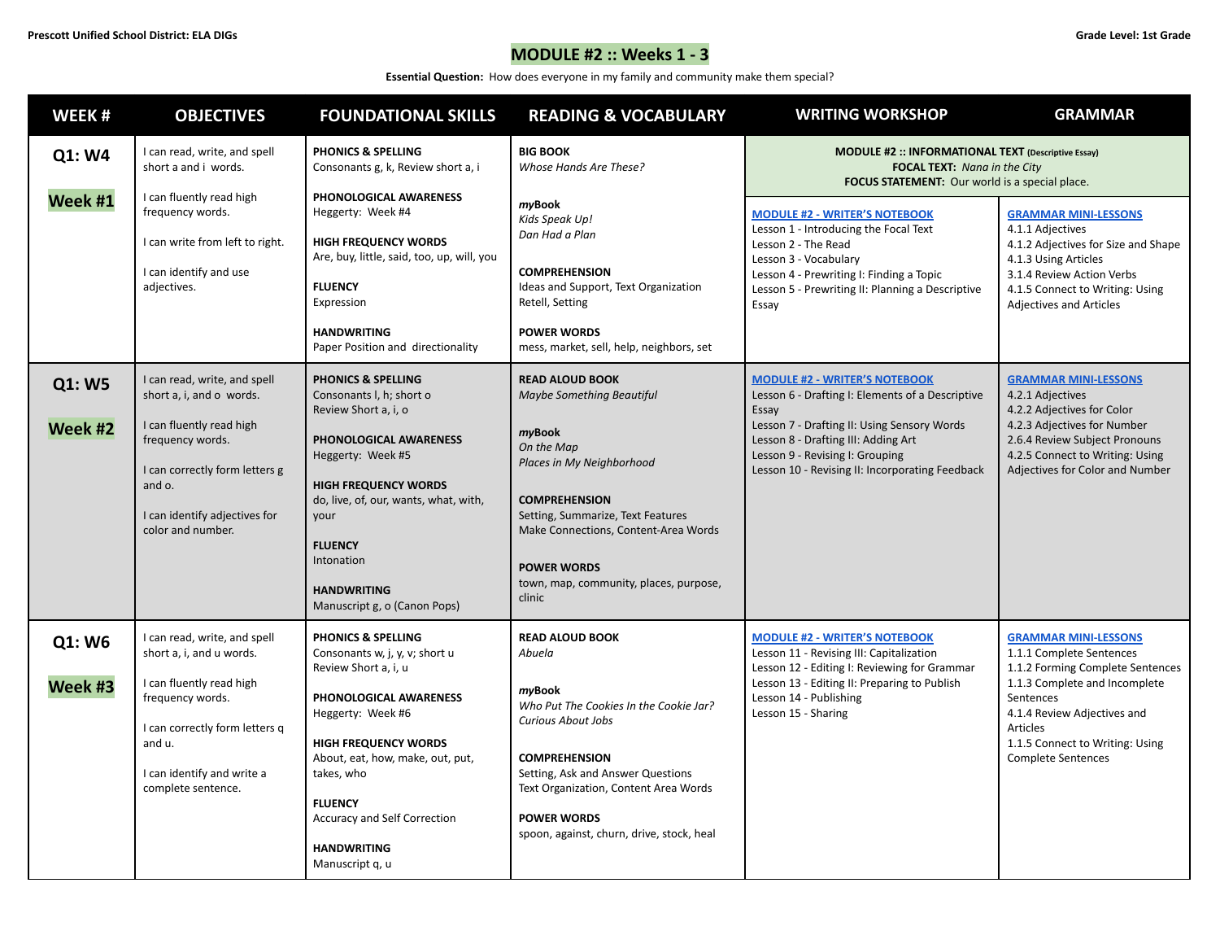Prescott Unified School District: ELA DIGs

Grade Level: 1st Grade

# MODULE #2 :: Weeks 1 - 3

**Essential Question:** How does everyone in my family and community make them special?

| WEEK # | OBJECTIVES | FOUNDATIONAL SKILLS | READING & VOCABULARY | WRITING WORKSHOP | GRAMMAR |
|---|---|---|---|---|---|
| | | | | **MODULE #2 :: INFORMATIONAL TEXT** (Descriptive Essay)<br>**FOCAL TEXT:** *Nana in the City*<br>**FOCUS STATEMENT:** Our world is a special place. | |
| **Q1: W4**<br><br>**Week #1** | I can read, write, and spell short a and i words.<br><br>I can fluently read high frequency words.<br><br>I can write from left to right.<br><br>I can identify and use adjectives. | **PHONICS & SPELLING**<br>Consonants g, k, Review short a, i<br><br>**PHONOLOGICAL AWARENESS**<br>Heggerty: Week #4<br><br>**HIGH FREQUENCY WORDS**<br>Are, buy, little, said, too, up, will, you<br><br>**FLUENCY**<br>Expression<br><br>**HANDWRITING**<br>Paper Position and directionality | **BIG BOOK**<br>*Whose Hands Are These?*<br><br>***my*Book**<br>*Kids Speak Up!*<br>*Dan Had a Plan*<br><br>**COMPREHENSION**<br>Ideas and Support, Text Organization<br>Retell, Setting<br><br>**POWER WORDS**<br>mess, market, sell, help, neighbors, set | **MODULE #2 - WRITER'S NOTEBOOK**<br>Lesson 1 - Introducing the Focal Text<br>Lesson 2 - The Read<br>Lesson 3 - Vocabulary<br>Lesson 4 - Prewriting I: Finding a Topic<br>Lesson 5 - Prewriting II: Planning a Descriptive Essay | **GRAMMAR MINI-LESSONS**<br>4.1.1 Adjectives<br>4.1.2 Adjectives for Size and Shape<br>4.1.3 Using Articles<br>3.1.4 Review Action Verbs<br>4.1.5 Connect to Writing: Using Adjectives and Articles |
| **Q1: W5**<br><br>**Week #2** | I can read, write, and spell short a, i, and o words.<br><br>I can fluently read high frequency words.<br><br>I can correctly form letters g and o.<br><br>I can identify adjectives for color and number. | **PHONICS & SPELLING**<br>Consonants l, h; short o<br>Review Short a, i, o<br><br>**PHONOLOGICAL AWARENESS**<br>Heggerty: Week #5<br><br>**HIGH FREQUENCY WORDS**<br>do, live, of, our, wants, what, with, your<br><br>**FLUENCY**<br>Intonation<br><br>**HANDWRITING**<br>Manuscript g, o (Canon Pops) | **READ ALOUD BOOK**<br>*Maybe Something Beautiful*<br><br>***my*Book**<br>*On the Map*<br>*Places in My Neighborhood*<br><br>**COMPREHENSION**<br>Setting, Summarize, Text Features<br>Make Connections, Content-Area Words<br><br>**POWER WORDS**<br>town, map, community, places, purpose, clinic | **MODULE #2 - WRITER'S NOTEBOOK**<br>Lesson 6 - Drafting I: Elements of a Descriptive Essay<br>Lesson 7 - Drafting II: Using Sensory Words<br>Lesson 8 - Drafting III: Adding Art<br>Lesson 9 - Revising I: Grouping<br>Lesson 10 - Revising II: Incorporating Feedback | **GRAMMAR MINI-LESSONS**<br>4.2.1 Adjectives<br>4.2.2 Adjectives for Color<br>4.2.3 Adjectives for Number<br>2.6.4 Review Subject Pronouns<br>4.2.5 Connect to Writing: Using Adjectives for Color and Number |
| **Q1: W6**<br><br>**Week #3** | I can read, write, and spell short a, i, and u words.<br><br>I can fluently read high frequency words.<br><br>I can correctly form letters q and u.<br><br>I can identify and write a complete sentence. | **PHONICS & SPELLING**<br>Consonants w, j, y, v; short u<br>Review Short a, i, u<br><br>**PHONOLOGICAL AWARENESS**<br>Heggerty: Week #6<br><br>**HIGH FREQUENCY WORDS**<br>About, eat, how, make, out, put, takes, who<br><br>**FLUENCY**<br>Accuracy and Self Correction<br><br>**HANDWRITING**<br>Manuscript q, u | **READ ALOUD BOOK**<br>*Abuela*<br><br>***my*Book**<br>*Who Put The Cookies In the Cookie Jar?*<br>*Curious About Jobs*<br><br>**COMPREHENSION**<br>Setting, Ask and Answer Questions<br>Text Organization, Content Area Words<br><br>**POWER WORDS**<br>spoon, against, churn, drive, stock, heal | **MODULE #2 - WRITER'S NOTEBOOK**<br>Lesson 11 - Revising III: Capitalization<br>Lesson 12 - Editing I: Reviewing for Grammar<br>Lesson 13 - Editing II: Preparing to Publish<br>Lesson 14 - Publishing<br>Lesson 15 - Sharing | **GRAMMAR MINI-LESSONS**<br>1.1.1 Complete Sentences<br>1.1.2 Forming Complete Sentences<br>1.1.3 Complete and Incomplete Sentences<br>4.1.4 Review Adjectives and Articles<br>1.1.5 Connect to Writing: Using Complete Sentences |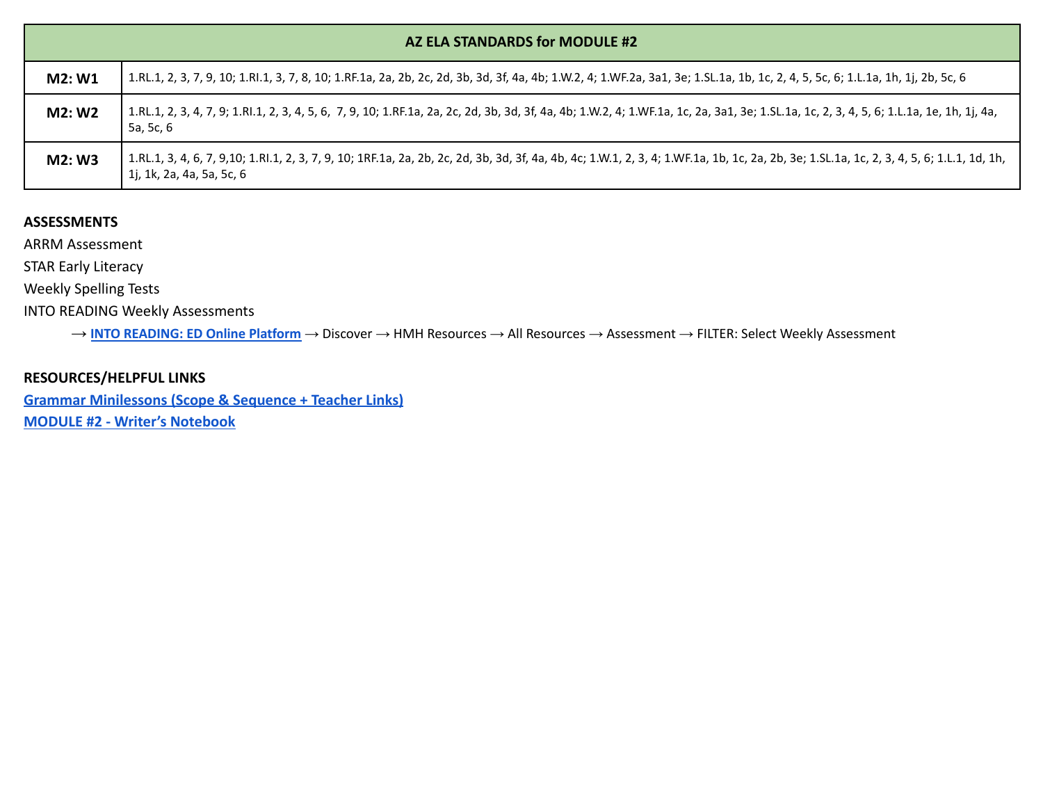| AZ ELA STANDARDS for MODULE #2 | |
|---|---|
| **M2: W1** | 1.RL.1, 2, 3, 7, 9, 10; 1.RI.1, 3, 7, 8, 10; 1.RF.1a, 2a, 2b, 2c, 2d, 3b, 3d, 3f, 4a, 4b; 1.W.2, 4; 1.WF.2a, 3a1, 3e; 1.SL.1a, 1b, 1c, 2, 4, 5, 5c, 6; 1.L.1a, 1h, 1j, 2b, 5c, 6 |
| **M2: W2** | 1.RL.1, 2, 3, 4, 7, 9; 1.RI.1, 2, 3, 4, 5, 6,  7, 9, 10; 1.RF.1a, 2a, 2c, 2d, 3b, 3d, 3f, 4a, 4b; 1.W.2, 4; 1.WF.1a, 1c, 2a, 3a1, 3e; 1.SL.1a, 1c, 2, 3, 4, 5, 6; 1.L.1a, 1e, 1h, 1j, 4a, 5a, 5c, 6 |
| **M2: W3** | 1.RL.1, 3, 4, 6, 7, 9,10; 1.RI.1, 2, 3, 7, 9, 10; 1RF.1a, 2a, 2b, 2c, 2d, 3b, 3d, 3f, 4a, 4b, 4c; 1.W.1, 2, 3, 4; 1.WF.1a, 1b, 1c, 2a, 2b, 3e; 1.SL.1a, 1c, 2, 3, 4, 5, 6; 1.L.1, 1d, 1h, 1j, 1k, 2a, 4a, 5a, 5c, 6 |

**ASSESSMENTS**

ARRM Assessment

STAR Early Literacy

Weekly Spelling Tests

INTO READING Weekly Assessments

→ **INTO READING: ED Online Platform** → Discover → HMH Resources → All Resources → Assessment → FILTER: Select Weekly Assessment

**RESOURCES/HELPFUL LINKS**

**Grammar Minilessons (Scope & Sequence + Teacher Links)**

**MODULE #2 - Writer's Notebook**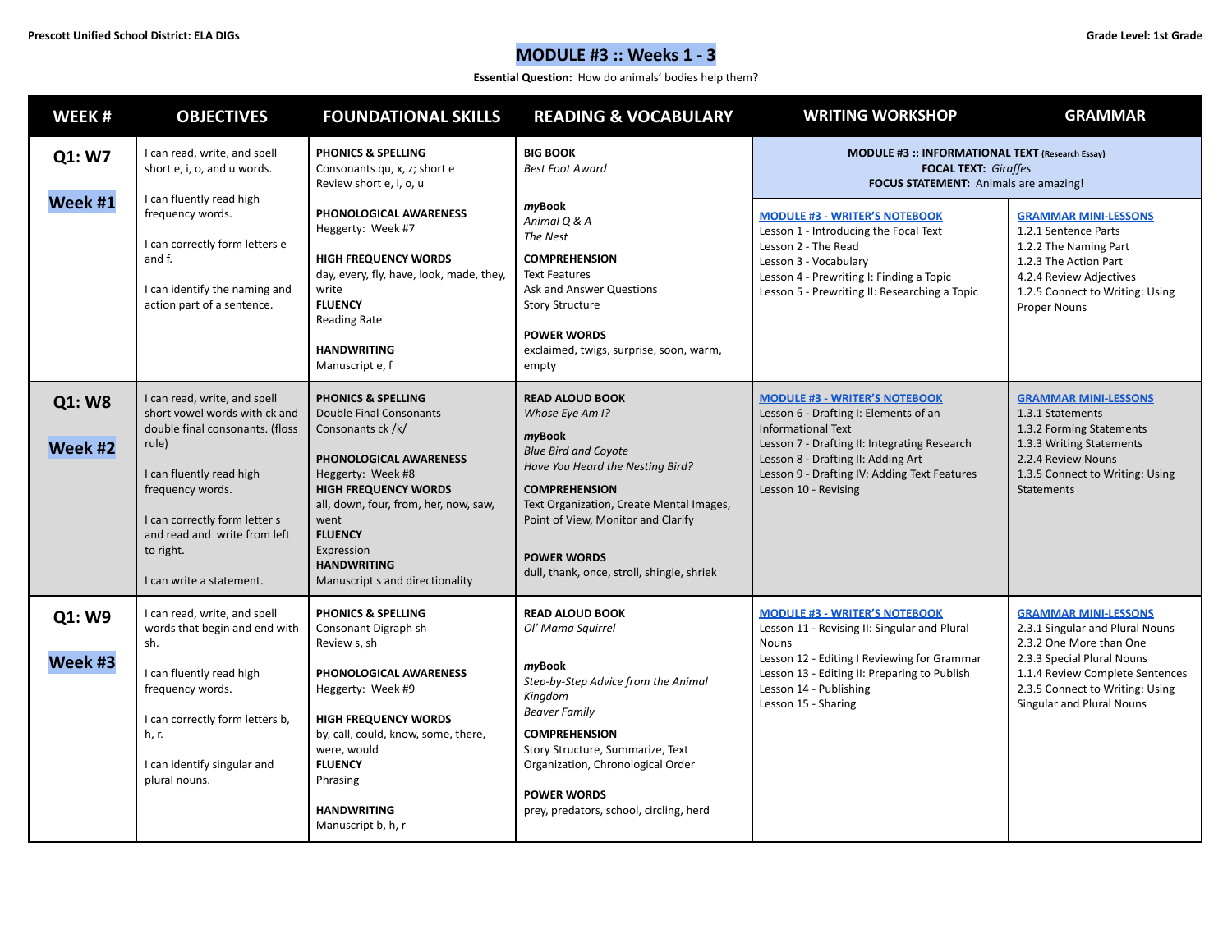Prescott Unified School District: ELA DIGs

Grade Level: 1st Grade

# MODULE #3 :: Weeks 1 - 3

**Essential Question:** How do animals' bodies help them?

| WEEK # | OBJECTIVES | FOUNDATIONAL SKILLS | READING & VOCABULARY | WRITING WORKSHOP | GRAMMAR |
|---|---|---|---|---|---|
| | | | | **MODULE #3 :: INFORMATIONAL TEXT** (Research Essay)<br>**FOCAL TEXT:** *Giraffes*<br>**FOCUS STATEMENT:** Animals are amazing! | |
| **Q1: W7**<br><br>**Week #1** | I can read, write, and spell short e, i, o, and u words.<br><br>I can fluently read high frequency words.<br><br>I can correctly form letters e and f.<br><br>I can identify the naming and action part of a sentence. | **PHONICS & SPELLING**<br>Consonants qu, x, z; short e<br>Review short e, i, o, u<br><br>**PHONOLOGICAL AWARENESS**<br>Heggerty: Week #7<br><br>**HIGH FREQUENCY WORDS**<br>day, every, fly, have, look, made, they, write<br>**FLUENCY**<br>Reading Rate<br><br>**HANDWRITING**<br>Manuscript e, f | **BIG BOOK**<br>*Best Foot Award*<br><br>***my*Book**<br>*Animal Q & A*<br>*The Nest*<br><br>**COMPREHENSION**<br>Text Features<br>Ask and Answer Questions<br>Story Structure<br><br>**POWER WORDS**<br>exclaimed, twigs, surprise, soon, warm, empty | **MODULE #3 - WRITER'S NOTEBOOK**<br>Lesson 1 - Introducing the Focal Text<br>Lesson 2 - The Read<br>Lesson 3 - Vocabulary<br>Lesson 4 - Prewriting I: Finding a Topic<br>Lesson 5 - Prewriting II: Researching a Topic | **GRAMMAR MINI-LESSONS**<br>1.2.1 Sentence Parts<br>1.2.2 The Naming Part<br>1.2.3 The Action Part<br>4.2.4 Review Adjectives<br>1.2.5 Connect to Writing: Using Proper Nouns |
| **Q1: W8**<br><br>**Week #2** | I can read, write, and spell short vowel words with ck and double final consonants. (floss rule)<br><br>I can fluently read high frequency words.<br><br>I can correctly form letter s and read and write from left to right.<br><br>I can write a statement. | **PHONICS & SPELLING**<br>Double Final Consonants<br>Consonants ck /k/<br><br>**PHONOLOGICAL AWARENESS**<br>Heggerty: Week #8<br>**HIGH FREQUENCY WORDS**<br>all, down, four, from, her, now, saw, went<br>**FLUENCY**<br>Expression<br>**HANDWRITING**<br>Manuscript s and directionality | **READ ALOUD BOOK**<br>*Whose Eye Am I?*<br><br>***my*Book**<br>*Blue Bird and Coyote*<br>*Have You Heard the Nesting Bird?*<br><br>**COMPREHENSION**<br>Text Organization, Create Mental Images, Point of View, Monitor and Clarify<br><br>**POWER WORDS**<br>dull, thank, once, stroll, shingle, shriek | **MODULE #3 - WRITER'S NOTEBOOK**<br>Lesson 6 - Drafting I: Elements of an Informational Text<br>Lesson 7 - Drafting II: Integrating Research<br>Lesson 8 - Drafting II: Adding Art<br>Lesson 9 - Drafting IV: Adding Text Features<br>Lesson 10 - Revising | **GRAMMAR MINI-LESSONS**<br>1.3.1 Statements<br>1.3.2 Forming Statements<br>1.3.3 Writing Statements<br>2.2.4 Review Nouns<br>1.3.5 Connect to Writing: Using Statements |
| **Q1: W9**<br><br>**Week #3** | I can read, write, and spell words that begin and end with sh.<br><br>I can fluently read high frequency words.<br><br>I can correctly form letters b, h, r.<br><br>I can identify singular and plural nouns. | **PHONICS & SPELLING**<br>Consonant Digraph sh<br>Review s, sh<br><br>**PHONOLOGICAL AWARENESS**<br>Heggerty: Week #9<br><br>**HIGH FREQUENCY WORDS**<br>by, call, could, know, some, there, were, would<br>**FLUENCY**<br>Phrasing<br><br>**HANDWRITING**<br>Manuscript b, h, r | **READ ALOUD BOOK**<br>*Ol' Mama Squirrel*<br><br>***my*Book**<br>*Step-by-Step Advice from the Animal Kingdom*<br>*Beaver Family*<br><br>**COMPREHENSION**<br>Story Structure, Summarize, Text Organization, Chronological Order<br><br>**POWER WORDS**<br>prey, predators, school, circling, herd | **MODULE #3 - WRITER'S NOTEBOOK**<br>Lesson 11 - Revising II: Singular and Plural Nouns<br>Lesson 12 - Editing I Reviewing for Grammar<br>Lesson 13 - Editing II: Preparing to Publish<br>Lesson 14 - Publishing<br>Lesson 15 - Sharing | **GRAMMAR MINI-LESSONS**<br>2.3.1 Singular and Plural Nouns<br>2.3.2 One More than One<br>2.3.3 Special Plural Nouns<br>1.1.4 Review Complete Sentences<br>2.3.5 Connect to Writing: Using Singular and Plural Nouns |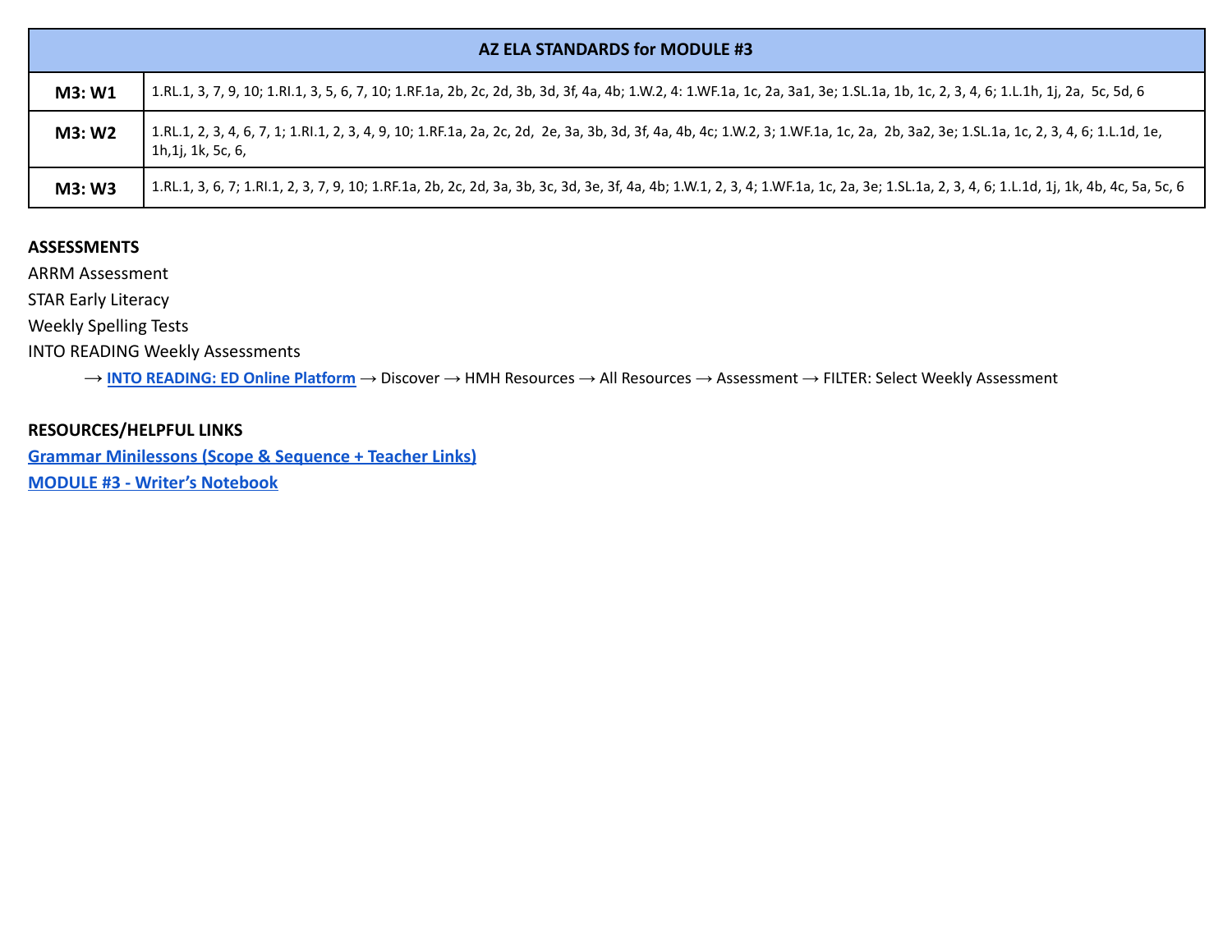| AZ ELA STANDARDS for MODULE #3 | |
|---|---|
| **M3: W1** | 1.RL.1, 3, 7, 9, 10; 1.RI.1, 3, 5, 6, 7, 10; 1.RF.1a, 2b, 2c, 2d, 3b, 3d, 3f, 4a, 4b; 1.W.2, 4: 1.WF.1a, 1c, 2a, 3a1, 3e; 1.SL.1a, 1b, 1c, 2, 3, 4, 6; 1.L.1h, 1j, 2a, 5c, 5d, 6 |
| **M3: W2** | 1.RL.1, 2, 3, 4, 6, 7, 1; 1.RI.1, 2, 3, 4, 9, 10; 1.RF.1a, 2a, 2c, 2d, 2e, 3a, 3b, 3d, 3f, 4a, 4b, 4c; 1.W.2, 3; 1.WF.1a, 1c, 2a, 2b, 3a2, 3e; 1.SL.1a, 1c, 2, 3, 4, 6; 1.L.1d, 1e, 1h,1j, 1k, 5c, 6, |
| **M3: W3** | 1.RL.1, 3, 6, 7; 1.RI.1, 2, 3, 7, 9, 10; 1.RF.1a, 2b, 2c, 2d, 3a, 3b, 3c, 3d, 3e, 3f, 4a, 4b; 1.W.1, 2, 3, 4; 1.WF.1a, 1c, 2a, 3e; 1.SL.1a, 2, 3, 4, 6; 1.L.1d, 1j, 1k, 4b, 4c, 5a, 5c, 6 |

**ASSESSMENTS**

ARRM Assessment

STAR Early Literacy

Weekly Spelling Tests

INTO READING Weekly Assessments

→ **INTO READING: ED Online Platform** → Discover → HMH Resources → All Resources → Assessment → FILTER: Select Weekly Assessment

**RESOURCES/HELPFUL LINKS**

**Grammar Minilessons (Scope & Sequence + Teacher Links)**

**MODULE #3 - Writer's Notebook**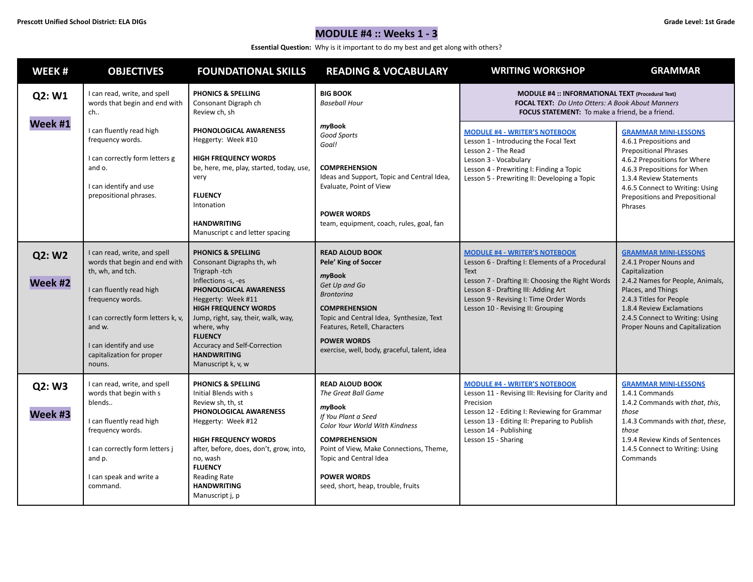Prescott Unified School District: ELA DIGs

Grade Level: 1st Grade

# MODULE #4 :: Weeks 1 - 3

**Essential Question:** Why is it important to do my best and get along with others?

| WEEK # | OBJECTIVES | FOUNDATIONAL SKILLS | READING & VOCABULARY | WRITING WORKSHOP | GRAMMAR |
|---|---|---|---|---|---|
| | | | | **MODULE #4 :: INFORMATIONAL TEXT** (Procedural Text)<br>**FOCAL TEXT:** *Do Unto Otters: A Book About Manners*<br>**FOCUS STATEMENT:** To make a friend, be a friend. | |
| **Q2: W1**<br><br>**Week #1** | I can read, write, and spell words that begin and end with ch..<br><br>I can fluently read high frequency words.<br><br>I can correctly form letters g and o.<br><br>I can identify and use prepositional phrases. | **PHONICS & SPELLING**<br>Consonant Digraph ch<br>Review ch, sh<br><br>**PHONOLOGICAL AWARENESS**<br>Heggerty: Week #10<br><br>**HIGH FREQUENCY WORDS**<br>be, here, me, play, started, today, use, very<br><br>**FLUENCY**<br>Intonation<br><br>**HANDWRITING**<br>Manuscript c and letter spacing | **BIG BOOK**<br>*Baseball Hour*<br><br>***my*Book**<br>*Good Sports*<br>*Goal!*<br><br>**COMPREHENSION**<br>Ideas and Support, Topic and Central Idea, Evaluate, Point of View<br><br>**POWER WORDS**<br>team, equipment, coach, rules, goal, fan | **MODULE #4 - WRITER'S NOTEBOOK**<br>Lesson 1 - Introducing the Focal Text<br>Lesson 2 - The Read<br>Lesson 3 - Vocabulary<br>Lesson 4 - Prewriting I: Finding a Topic<br>Lesson 5 - Prewriting II: Developing a Topic | **GRAMMAR MINI-LESSONS**<br>4.6.1 Prepositions and Prepositional Phrases<br>4.6.2 Prepositions for Where<br>4.6.3 Prepositions for When<br>1.3.4 Review Statements<br>4.6.5 Connect to Writing: Using Prepositions and Prepositional Phrases |
| **Q2: W2**<br><br>**Week #2** | I can read, write, and spell words that begin and end with th, wh, and tch.<br><br>I can fluently read high frequency words.<br><br>I can correctly form letters k, v, and w.<br><br>I can identify and use capitalization for proper nouns. | **PHONICS & SPELLING**<br>Consonant Digraphs th, wh<br>Trigraph -tch<br>Inflections -s, -es<br>**PHONOLOGICAL AWARENESS**<br>Heggerty: Week #11<br>**HIGH FREQUENCY WORDS**<br>Jump, right, say, their, walk, way, where, why<br>**FLUENCY**<br>Accuracy and Self-Correction<br>**HANDWRITING**<br>Manuscript k, v, w | **READ ALOUD BOOK**<br>**Pele' King of Soccer**<br><br>***my*Book**<br>*Get Up and Go*<br>*Brontorina*<br><br>**COMPREHENSION**<br>Topic and Central Idea, Synthesize, Text Features, Retell, Characters<br><br>**POWER WORDS**<br>exercise, well, body, graceful, talent, idea | **MODULE #4 - WRITER'S NOTEBOOK**<br>Lesson 6 - Drafting I: Elements of a Procedural Text<br>Lesson 7 - Drafting II: Choosing the Right Words<br>Lesson 8 - Drafting III: Adding Art<br>Lesson 9 - Revising I: Time Order Words<br>Lesson 10 - Revising II: Grouping | **GRAMMAR MINI-LESSONS**<br>2.4.1 Proper Nouns and Capitalization<br>2.4.2 Names for People, Animals, Places, and Things<br>2.4.3 Titles for People<br>1.8.4 Review Exclamations<br>2.4.5 Connect to Writing: Using Proper Nouns and Capitalization |
| **Q2: W3**<br><br>**Week #3** | I can read, write, and spell words that begin with s blends..<br><br>I can fluently read high frequency words.<br><br>I can correctly form letters j and p.<br><br>I can speak and write a command. | **PHONICS & SPELLING**<br>Initial Blends with s<br>Review sh, th, st<br>**PHONOLOGICAL AWARENESS**<br>Heggerty: Week #12<br><br>**HIGH FREQUENCY WORDS**<br>after, before, does, don't, grow, into, no, wash<br>**FLUENCY**<br>Reading Rate<br>**HANDWRITING**<br>Manuscript j, p | **READ ALOUD BOOK**<br>*The Great Ball Game*<br><br>***my*Book**<br>*If You Plant a Seed*<br>*Color Your World With Kindness*<br><br>**COMPREHENSION**<br>Point of View, Make Connections, Theme, Topic and Central Idea<br><br>**POWER WORDS**<br>seed, short, heap, trouble, fruits | **MODULE #4 - WRITER'S NOTEBOOK**<br>Lesson 11 - Revising III: Revising for Clarity and Precision<br>Lesson 12 - Editing I: Reviewing for Grammar<br>Lesson 13 - Editing II: Preparing to Publish<br>Lesson 14 - Publishing<br>Lesson 15 - Sharing | **GRAMMAR MINI-LESSONS**<br>1.4.1 Commands<br>1.4.2 Commands with *that, this, those*<br>1.4.3 Commands with *that, these, those*<br>1.9.4 Review Kinds of Sentences<br>1.4.5 Connect to Writing: Using Commands |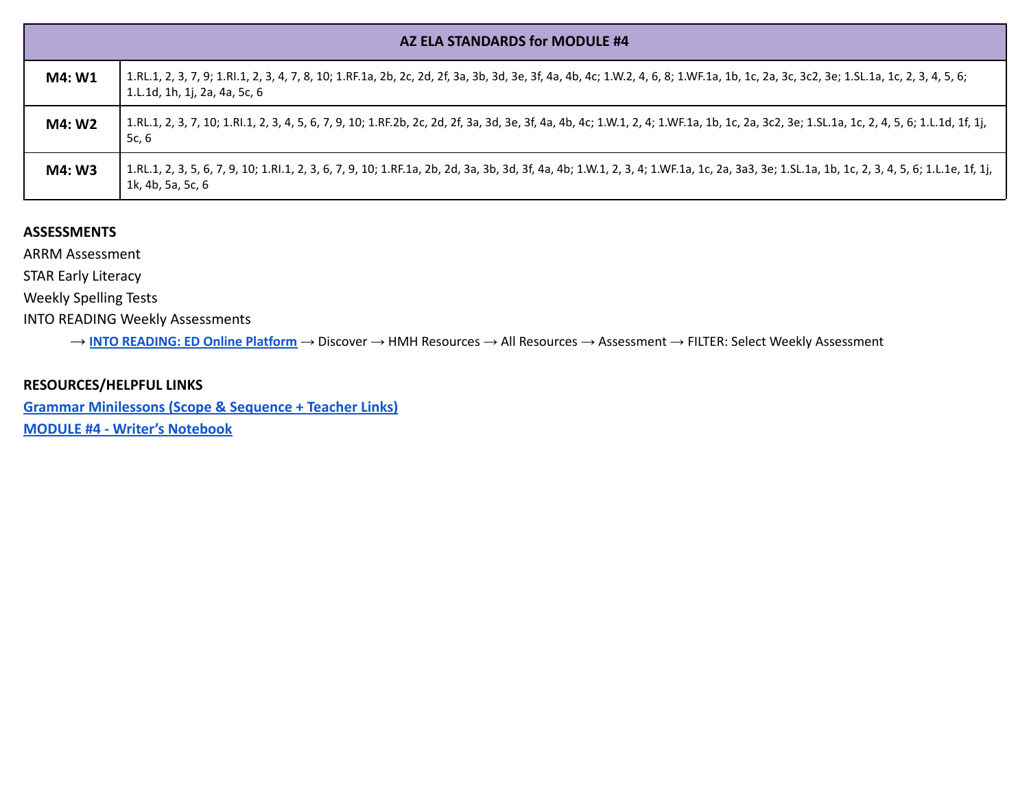| AZ ELA STANDARDS for MODULE #4 | |
|---|---|
| **M4: W1** | 1.RL.1, 2, 3, 7, 9; 1.RI.1, 2, 3, 4, 7, 8, 10; 1.RF.1a, 2b, 2c, 2d, 2f, 3a, 3b, 3d, 3e, 3f, 4a, 4b, 4c; 1.W.2, 4, 6, 8; 1.WF.1a, 1b, 1c, 2a, 3c, 3c2, 3e; 1.SL.1a, 1c, 2, 3, 4, 5, 6; 1.L.1d, 1h, 1j, 2a, 4a, 5c, 6 |
| **M4: W2** | 1.RL.1, 2, 3, 7, 10; 1.RI.1, 2, 3, 4, 5, 6, 7, 9, 10; 1.RF.2b, 2c, 2d, 2f, 3a, 3d, 3e, 3f, 4a, 4b, 4c; 1.W.1, 2, 4; 1.WF.1a, 1b, 1c, 2a, 3c2, 3e; 1.SL.1a, 1c, 2, 4, 5, 6; 1.L.1d, 1f, 1j, 5c, 6 |
| **M4: W3** | 1.RL.1, 2, 3, 5, 6, 7, 9, 10; 1.RI.1, 2, 3, 6, 7, 9, 10; 1.RF.1a, 2b, 2d, 3a, 3b, 3d, 3f, 4a, 4b; 1.W.1, 2, 3, 4; 1.WF.1a, 1c, 2a, 3a3, 3e; 1.SL.1a, 1b, 1c, 2, 3, 4, 5, 6; 1.L.1e, 1f, 1j, 1k, 4b, 5a, 5c, 6 |

**ASSESSMENTS**

ARRM Assessment

STAR Early Literacy

Weekly Spelling Tests

INTO READING Weekly Assessments

→ **INTO READING: ED Online Platform** → Discover → HMH Resources → All Resources → Assessment → FILTER: Select Weekly Assessment

**RESOURCES/HELPFUL LINKS**

**Grammar Minilessons (Scope & Sequence + Teacher Links)**

**MODULE #4 - Writer's Notebook**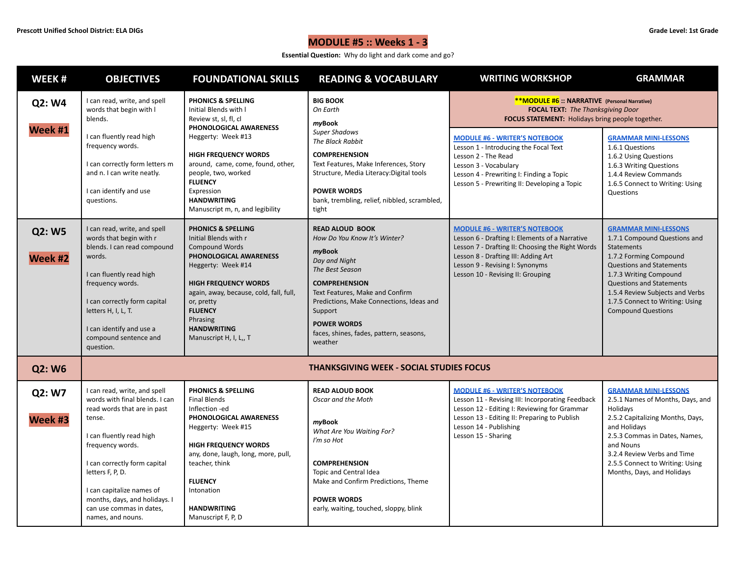Prescott Unified School District: ELA DIGs

Grade Level: 1st Grade

# MODULE #5 :: Weeks 1 - 3

**Essential Question:** Why do light and dark come and go?

| WEEK # | OBJECTIVES | FOUNDATIONAL SKILLS | READING & VOCABULARY | WRITING WORKSHOP | GRAMMAR |
|---|---|---|---|---|---|
| **Q2: W4**<br><br>**Week #1** | I can read, write, and spell words that begin with l blends.<br><br>I can fluently read high frequency words.<br><br>I can correctly form letters m and n. I can write neatly.<br><br>I can identify and use questions. | **PHONICS & SPELLING**<br>Initial Blends with l<br>Review st, sl, fl, cl<br>**PHONOLOGICAL AWARENESS**<br>Heggerty: Week #13<br><br>**HIGH FREQUENCY WORDS**<br>around, came, come, found, other, people, two, worked<br>**FLUENCY**<br>Expression<br>**HANDWRITING**<br>Manuscript m, n, and legibility | **BIG BOOK**<br>*On Earth*<br><br>***myBook***<br>*Super Shadows*<br>*The Black Rabbit*<br><br>**COMPREHENSION**<br>Text Features, Make Inferences, Story Structure, Media Literacy:Digital tools<br><br>**POWER WORDS**<br>bank, trembling, relief, nibbled, scrambled, tight | **\*\*MODULE #6 :: NARRATIVE** (Personal Narrative)<br>**FOCAL TEXT:** *The Thanksgiving Door*<br>**FOCUS STATEMENT:** Holidays bring people together.<br><br>**MODULE #6 - WRITER'S NOTEBOOK**<br>Lesson 1 - Introducing the Focal Text<br>Lesson 2 - The Read<br>Lesson 3 - Vocabulary<br>Lesson 4 - Prewriting I: Finding a Topic<br>Lesson 5 - Prewriting II: Developing a Topic | **GRAMMAR MINI-LESSONS**<br>1.6.1 Questions<br>1.6.2 Using Questions<br>1.6.3 Writing Questions<br>1.4.4 Review Commands<br>1.6.5 Connect to Writing: Using Questions |
| **Q2: W5**<br><br>**Week #2** | I can read, write, and spell words that begin with r blends. I can read compound words.<br><br>I can fluently read high frequency words.<br><br>I can correctly form capital letters H, I, L, T.<br><br>I can identify and use a compound sentence and question. | **PHONICS & SPELLING**<br>Initial Blends with r<br>Compound Words<br>**PHONOLOGICAL AWARENESS**<br>Heggerty: Week #14<br><br>**HIGH FREQUENCY WORDS**<br>again, away, because, cold, fall, full, or, pretty<br>**FLUENCY**<br>Phrasing<br>**HANDWRITING**<br>Manuscript H, I, L,, T | **READ ALOUD BOOK**<br>*How Do You Know It's Winter?*<br><br>***myBook***<br>*Day and Night*<br>*The Best Season*<br><br>**COMPREHENSION**<br>Text Features, Make and Confirm Predictions, Make Connections, Ideas and Support<br><br>**POWER WORDS**<br>faces, shines, fades, pattern, seasons, weather | **MODULE #6 - WRITER'S NOTEBOOK**<br>Lesson 6 - Drafting I: Elements of a Narrative<br>Lesson 7 - Drafting II: Choosing the Right Words<br>Lesson 8 - Drafting III: Adding Art<br>Lesson 9 - Revising I: Synonyms<br>Lesson 10 - Revising II: Grouping | **GRAMMAR MINI-LESSONS**<br>1.7.1 Compound Questions and Statements<br>1.7.2 Forming Compound Questions and Statements<br>1.7.3 Writing Compound Questions and Statements<br>1.5.4 Review Subjects and Verbs<br>1.7.5 Connect to Writing: Using Compound Questions |
| **Q2: W6** | **THANKSGIVING WEEK - SOCIAL STUDIES FOCUS** | | | | |
| **Q2: W7**<br><br>**Week #3** | I can read, write, and spell words with final blends. I can read words that are in past tense.<br><br>I can fluently read high frequency words.<br><br>I can correctly form capital letters F, P, D.<br><br>I can capitalize names of months, days, and holidays. I can use commas in dates, names, and nouns. | **PHONICS & SPELLING**<br>Final Blends<br>Inflection -ed<br>**PHONOLOGICAL AWARENESS**<br>Heggerty: Week #15<br><br>**HIGH FREQUENCY WORDS**<br>any, done, laugh, long, more, pull, teacher, think<br><br>**FLUENCY**<br>Intonation<br><br>**HANDWRITING**<br>Manuscript F, P, D | **READ ALOUD BOOK**<br>*Oscar and the Moth*<br><br>***myBook***<br>*What Are You Waiting For?*<br>*I'm so Hot*<br><br>**COMPREHENSION**<br>Topic and Central Idea<br>Make and Confirm Predictions, Theme<br><br>**POWER WORDS**<br>early, waiting, touched, sloppy, blink | **MODULE #6 - WRITER'S NOTEBOOK**<br>Lesson 11 - Revising III: Incorporating Feedback<br>Lesson 12 - Editing I: Reviewing for Grammar<br>Lesson 13 - Editing II: Preparing to Publish<br>Lesson 14 - Publishing<br>Lesson 15 - Sharing | **GRAMMAR MINI-LESSONS**<br>2.5.1 Names of Months, Days, and Holidays<br>2.5.2 Capitalizing Months, Days, and Holidays<br>2.5.3 Commas in Dates, Names, and Nouns<br>3.2.4 Review Verbs and Time<br>2.5.5 Connect to Writing: Using Months, Days, and Holidays |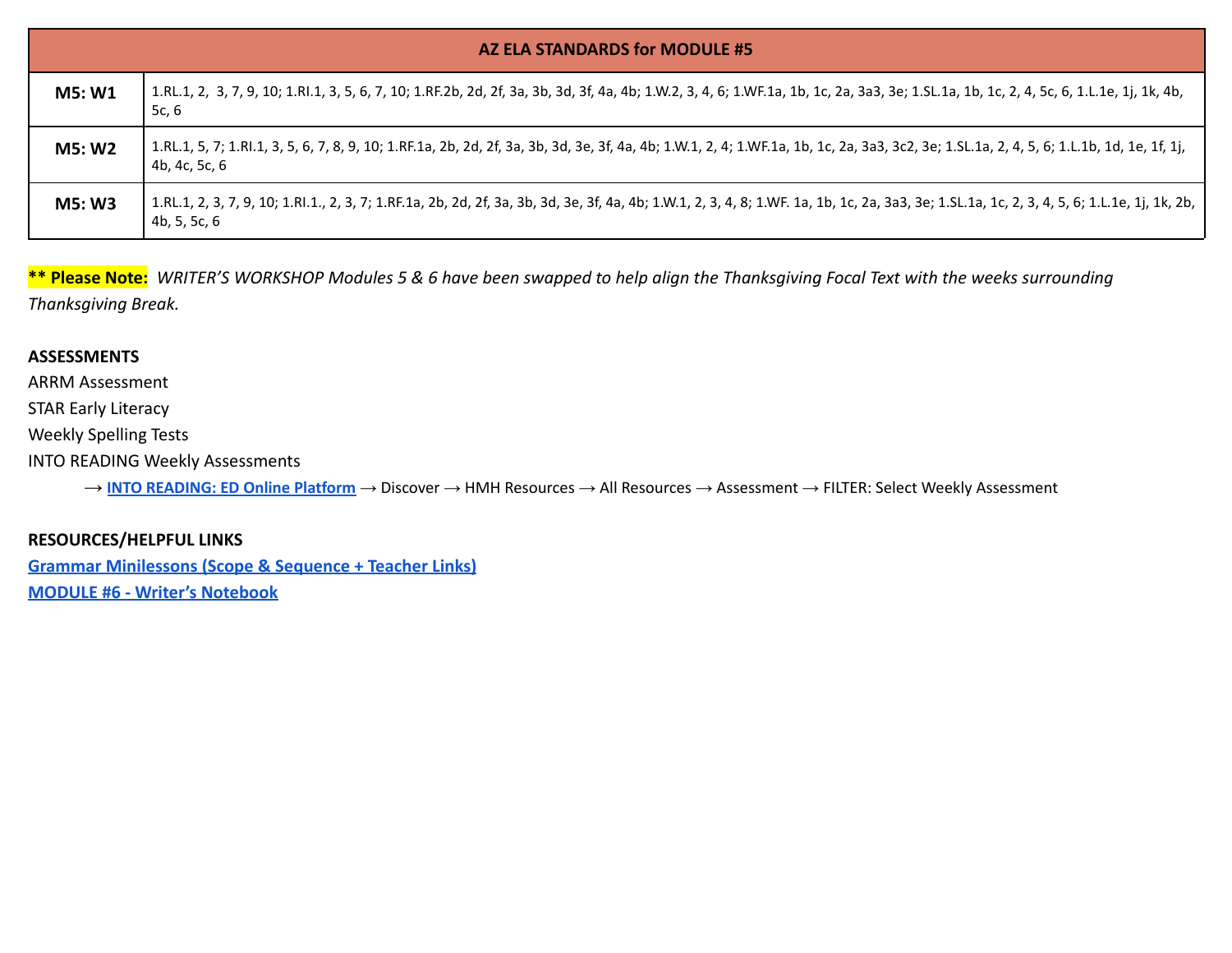| AZ ELA STANDARDS for MODULE #5 | |
|---|---|
| **M5: W1** | 1.RL.1, 2, 3, 7, 9, 10; 1.RI.1, 3, 5, 6, 7, 10; 1.RF.2b, 2d, 2f, 3a, 3b, 3d, 3f, 4a, 4b; 1.W.2, 3, 4, 6; 1.WF.1a, 1b, 1c, 2a, 3a3, 3e; 1.SL.1a, 1b, 1c, 2, 4, 5c, 6, 1.L.1e, 1j, 1k, 4b, 5c, 6 |
| **M5: W2** | 1.RL.1, 5, 7; 1.RI.1, 3, 5, 6, 7, 8, 9, 10; 1.RF.1a, 2b, 2d, 2f, 3a, 3b, 3d, 3e, 3f, 4a, 4b; 1.W.1, 2, 4; 1.WF.1a, 1b, 1c, 2a, 3a3, 3c2, 3e; 1.SL.1a, 2, 4, 5, 6; 1.L.1b, 1d, 1e, 1f, 1j, 4b, 4c, 5c, 6 |
| **M5: W3** | 1.RL.1, 2, 3, 7, 9, 10; 1.RI.1., 2, 3, 7; 1.RF.1a, 2b, 2d, 2f, 3a, 3b, 3d, 3e, 3f, 4a, 4b; 1.W.1, 2, 3, 4, 8; 1.WF. 1a, 1b, 1c, 2a, 3a3, 3e; 1.SL.1a, 1c, 2, 3, 4, 5, 6; 1.L.1e, 1j, 1k, 2b, 4b, 5, 5c, 6 |

**** Please Note:** *WRITER'S WORKSHOP Modules 5 & 6 have been swapped to help align the Thanksgiving Focal Text with the weeks surrounding Thanksgiving Break.*

**ASSESSMENTS**

ARRM Assessment

STAR Early Literacy

Weekly Spelling Tests

INTO READING Weekly Assessments

→ **INTO READING: ED Online Platform** → Discover → HMH Resources → All Resources → Assessment → FILTER: Select Weekly Assessment

**RESOURCES/HELPFUL LINKS**

**Grammar Minilessons (Scope & Sequence + Teacher Links)**

**MODULE #6 - Writer's Notebook**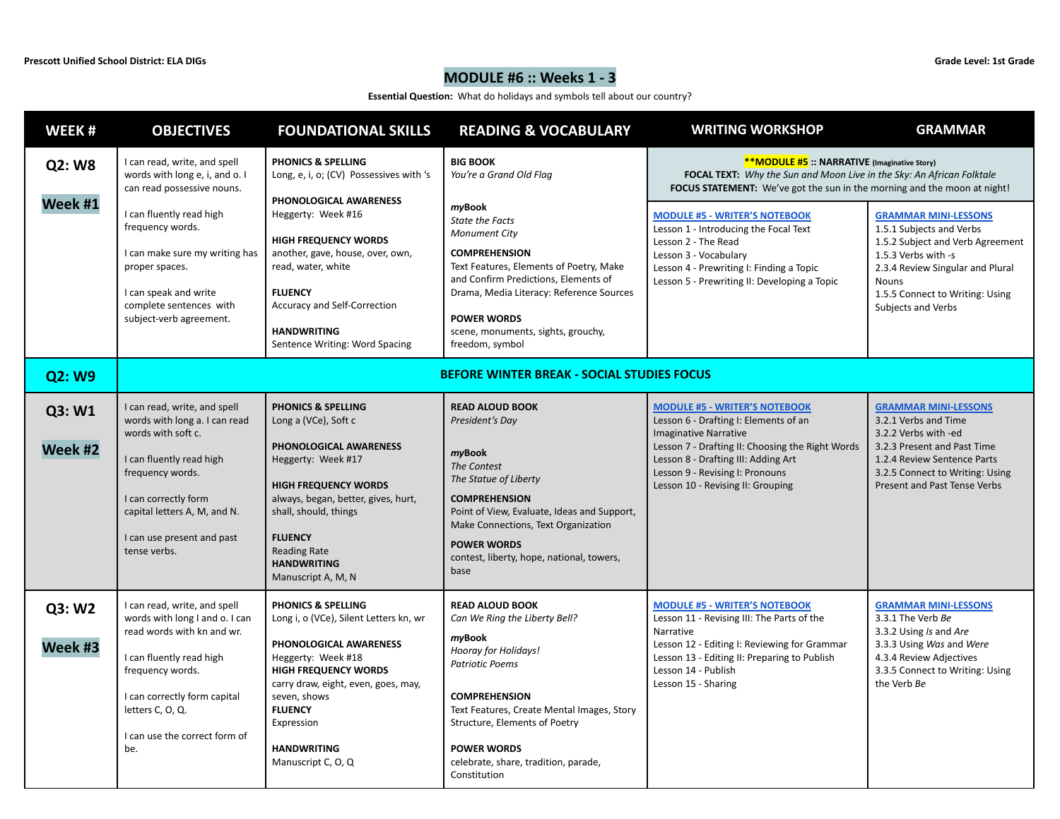**Prescott Unified School District: ELA DIGs** | **Grade Level: 1st Grade**

# MODULE #6 :: Weeks 1 - 3

**Essential Question:** What do holidays and symbols tell about our country?

| WEEK # | OBJECTIVES | FOUNDATIONAL SKILLS | READING & VOCABULARY | WRITING WORKSHOP | GRAMMAR |
|---|---|---|---|---|---|
| **Q2: W8**<br><br>**Week #1** | I can read, write, and spell words with long e, i, and o. I can read possessive nouns.<br><br>I can fluently read high frequency words.<br><br>I can make sure my writing has proper spaces.<br><br>I can speak and write complete sentences with subject-verb agreement. | **PHONICS & SPELLING**<br>Long, e, i, o; (CV) Possessives with 's<br><br>**PHONOLOGICAL AWARENESS**<br>Heggerty: Week #16<br><br>**HIGH FREQUENCY WORDS**<br>another, gave, house, over, own, read, water, white<br><br>**FLUENCY**<br>Accuracy and Self-Correction<br><br>**HANDWRITING**<br>Sentence Writing: Word Spacing | **BIG BOOK**<br>*You're a Grand Old Flag*<br><br>***my*Book**<br>*State the Facts*<br>*Monument City*<br><br>**COMPREHENSION**<br>Text Features, Elements of Poetry, Make and Confirm Predictions, Elements of Drama, Media Literacy: Reference Sources<br><br>**POWER WORDS**<br>scene, monuments, sights, grouchy, freedom, symbol | ****MODULE #5 :: NARRATIVE** (Imaginative Story)<br>**FOCAL TEXT:** *Why the Sun and Moon Live in the Sky: An African Folktale*<br>**FOCUS STATEMENT:** We've got the sun in the morning and the moon at night!<br><br>**MODULE #5 - WRITER'S NOTEBOOK**<br>Lesson 1 - Introducing the Focal Text<br>Lesson 2 - The Read<br>Lesson 3 - Vocabulary<br>Lesson 4 - Prewriting I: Finding a Topic<br>Lesson 5 - Prewriting II: Developing a Topic | **GRAMMAR MINI-LESSONS**<br>1.5.1 Subjects and Verbs<br>1.5.2 Subject and Verb Agreement<br>1.5.3 Verbs with -s<br>2.3.4 Review Singular and Plural Nouns<br>1.5.5 Connect to Writing: Using Subjects and Verbs |
| **Q2: W9** | **BEFORE WINTER BREAK - SOCIAL STUDIES FOCUS** | | | | |
| **Q3: W1**<br><br>**Week #2** | I can read, write, and spell words with long a. I can read words with soft c.<br><br>I can fluently read high frequency words.<br><br>I can correctly form capital letters A, M, and N.<br><br>I can use present and past tense verbs. | **PHONICS & SPELLING**<br>Long a (VCe), Soft c<br><br>**PHONOLOGICAL AWARENESS**<br>Heggerty: Week #17<br><br>**HIGH FREQUENCY WORDS**<br>always, began, better, gives, hurt, shall, should, things<br><br>**FLUENCY**<br>Reading Rate<br>**HANDWRITING**<br>Manuscript A, M, N | **READ ALOUD BOOK**<br>*President's Day*<br><br>***my*Book**<br>*The Contest*<br>*The Statue of Liberty*<br><br>**COMPREHENSION**<br>Point of View, Evaluate, Ideas and Support, Make Connections, Text Organization<br><br>**POWER WORDS**<br>contest, liberty, hope, national, towers, base | **MODULE #5 - WRITER'S NOTEBOOK**<br>Lesson 6 - Drafting I: Elements of an Imaginative Narrative<br>Lesson 7 - Drafting II: Choosing the Right Words<br>Lesson 8 - Drafting III: Adding Art<br>Lesson 9 - Revising I: Pronouns<br>Lesson 10 - Revising II: Grouping | **GRAMMAR MINI-LESSONS**<br>3.2.1 Verbs and Time<br>3.2.2 Verbs with -ed<br>3.2.3 Present and Past Time<br>1.2.4 Review Sentence Parts<br>3.2.5 Connect to Writing: Using Present and Past Tense Verbs |
| **Q3: W2**<br><br>**Week #3** | I can read, write, and spell words with long I and o. I can read words with kn and wr.<br><br>I can fluently read high frequency words.<br><br>I can correctly form capital letters C, O, Q.<br><br>I can use the correct form of be. | **PHONICS & SPELLING**<br>Long i, o (VCe), Silent Letters kn, wr<br><br>**PHONOLOGICAL AWARENESS**<br>Heggerty: Week #18<br>**HIGH FREQUENCY WORDS**<br>carry draw, eight, even, goes, may, seven, shows<br>**FLUENCY**<br>Expression<br><br>**HANDWRITING**<br>Manuscript C, O, Q | **READ ALOUD BOOK**<br>*Can We Ring the Liberty Bell?*<br><br>***my*Book**<br>*Hooray for Holidays!*<br>*Patriotic Poems*<br><br>**COMPREHENSION**<br>Text Features, Create Mental Images, Story Structure, Elements of Poetry<br><br>**POWER WORDS**<br>celebrate, share, tradition, parade, Constitution | **MODULE #5 - WRITER'S NOTEBOOK**<br>Lesson 11 - Revising III: The Parts of the Narrative<br>Lesson 12 - Editing I: Reviewing for Grammar<br>Lesson 13 - Editing II: Preparing to Publish<br>Lesson 14 - Publish<br>Lesson 15 - Sharing | **GRAMMAR MINI-LESSONS**<br>3.3.1 The Verb *Be*<br>3.3.2 Using *Is* and *Are*<br>3.3.3 Using *Was* and *Were*<br>4.3.4 Review Adjectives<br>3.3.5 Connect to Writing: Using the Verb *Be* |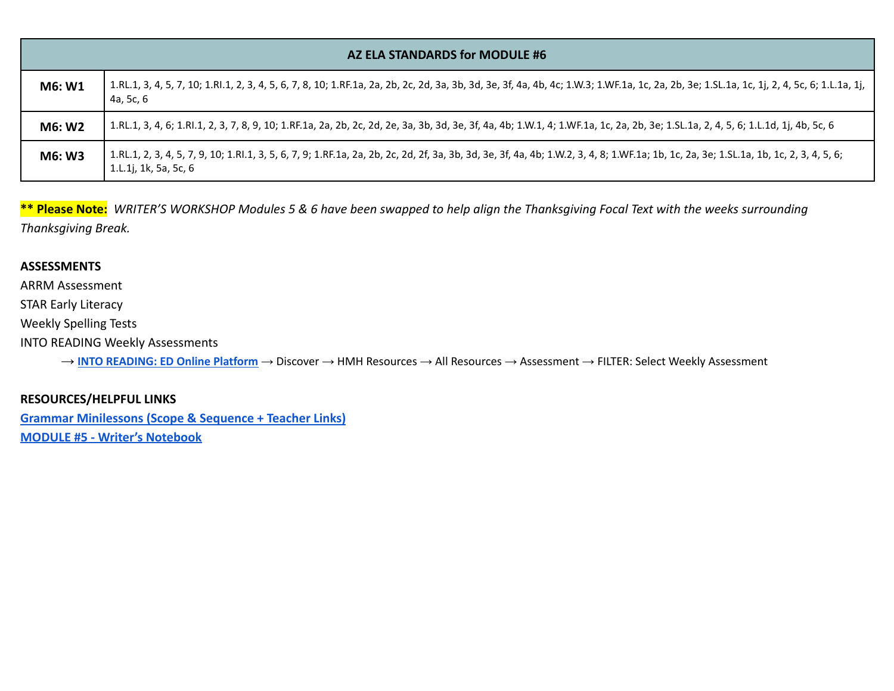| AZ ELA STANDARDS for MODULE #6 | |
|---|---|
| **M6: W1** | 1.RL.1, 3, 4, 5, 7, 10; 1.RI.1, 2, 3, 4, 5, 6, 7, 8, 10; 1.RF.1a, 2a, 2b, 2c, 2d, 3a, 3b, 3d, 3e, 3f, 4a, 4b, 4c; 1.W.3; 1.WF.1a, 1c, 2a, 2b, 3e; 1.SL.1a, 1c, 1j, 2, 4, 5c, 6; 1.L.1a, 1j, 4a, 5c, 6 |
| **M6: W2** | 1.RL.1, 3, 4, 6; 1.RI.1, 2, 3, 7, 8, 9, 10; 1.RF.1a, 2a, 2b, 2c, 2d, 2e, 3a, 3b, 3d, 3e, 3f, 4a, 4b; 1.W.1, 4; 1.WF.1a, 1c, 2a, 2b, 3e; 1.SL.1a, 2, 4, 5, 6; 1.L.1d, 1j, 4b, 5c, 6 |
| **M6: W3** | 1.RL.1, 2, 3, 4, 5, 7, 9, 10; 1.RI.1, 3, 5, 6, 7, 9; 1.RF.1a, 2a, 2b, 2c, 2d, 2f, 3a, 3b, 3d, 3e, 3f, 4a, 4b; 1.W.2, 3, 4, 8; 1.WF.1a; 1b, 1c, 2a, 3e; 1.SL.1a, 1b, 1c, 2, 3, 4, 5, 6; 1.L.1j, 1k, 5a, 5c, 6 |

**** Please Note:** *WRITER'S WORKSHOP Modules 5 & 6 have been swapped to help align the Thanksgiving Focal Text with the weeks surrounding Thanksgiving Break.*

**ASSESSMENTS**

ARRM Assessment

STAR Early Literacy

Weekly Spelling Tests

INTO READING Weekly Assessments

→ **INTO READING: ED Online Platform** → Discover → HMH Resources → All Resources → Assessment → FILTER: Select Weekly Assessment

**RESOURCES/HELPFUL LINKS**

**Grammar Minilessons (Scope & Sequence + Teacher Links)**

**MODULE #5 - Writer's Notebook**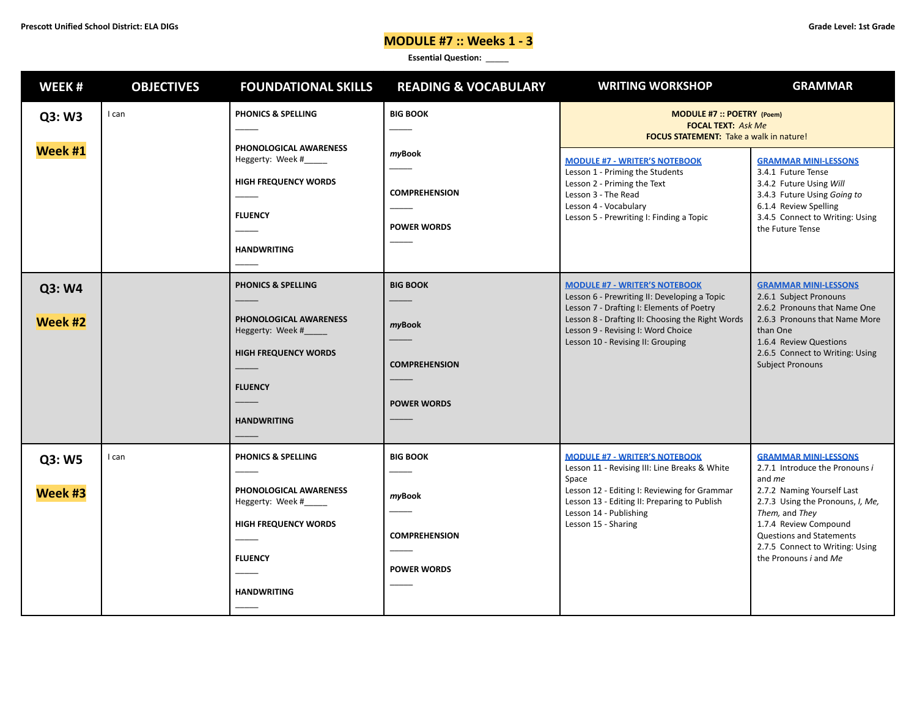Prescott Unified School District: ELA DIGs

Grade Level: 1st Grade

# MODULE #7 :: Weeks 1 - 3

**Essential Question:** _____

| WEEK # | OBJECTIVES | FOUNDATIONAL SKILLS | READING & VOCABULARY | WRITING WORKSHOP | GRAMMAR |
|---|---|---|---|---|---|
| | | | | **MODULE #7 :: POETRY** (Poem)<br>**FOCAL TEXT:** *Ask Me*<br>**FOCUS STATEMENT:** Take a walk in nature! | |
| **Q3: W3**<br><br>**Week #1** | I can | **PHONICS & SPELLING**<br>_____<br><br>**PHONOLOGICAL AWARENESS**<br>Heggerty: Week #_____<br><br>**HIGH FREQUENCY WORDS**<br>_____<br><br>**FLUENCY**<br>_____<br><br>**HANDWRITING**<br>_____ | **BIG BOOK**<br>_____<br><br>***my*Book**<br>_____<br><br>**COMPREHENSION**<br>_____<br><br>**POWER WORDS**<br>_____ | **MODULE #7 - WRITER'S NOTEBOOK**<br>Lesson 1 - Priming the Students<br>Lesson 2 - Priming the Text<br>Lesson 3 - The Read<br>Lesson 4 - Vocabulary<br>Lesson 5 - Prewriting I: Finding a Topic | **GRAMMAR MINI-LESSONS**<br>3.4.1 Future Tense<br>3.4.2 Future Using *Will*<br>3.4.3 Future Using *Going to*<br>6.1.4 Review Spelling<br>3.4.5 Connect to Writing: Using the Future Tense |
| **Q3: W4**<br><br>**Week #2** | | **PHONICS & SPELLING**<br>_____<br><br>**PHONOLOGICAL AWARENESS**<br>Heggerty: Week #_____<br><br>**HIGH FREQUENCY WORDS**<br>_____<br><br>**FLUENCY**<br>_____<br><br>**HANDWRITING**<br>_____ | **BIG BOOK**<br>_____<br><br>***my*Book**<br>_____<br><br>**COMPREHENSION**<br>_____<br><br>**POWER WORDS**<br>_____ | **MODULE #7 - WRITER'S NOTEBOOK**<br>Lesson 6 - Prewriting II: Developing a Topic<br>Lesson 7 - Drafting I: Elements of Poetry<br>Lesson 8 - Drafting II: Choosing the Right Words<br>Lesson 9 - Revising I: Word Choice<br>Lesson 10 - Revising II: Grouping | **GRAMMAR MINI-LESSONS**<br>2.6.1 Subject Pronouns<br>2.6.2 Pronouns that Name One<br>2.6.3 Pronouns that Name More than One<br>1.6.4 Review Questions<br>2.6.5 Connect to Writing: Using Subject Pronouns |
| **Q3: W5**<br><br>**Week #3** | I can | **PHONICS & SPELLING**<br>_____<br><br>**PHONOLOGICAL AWARENESS**<br>Heggerty: Week #_____<br><br>**HIGH FREQUENCY WORDS**<br>_____<br><br>**FLUENCY**<br>_____<br><br>**HANDWRITING**<br>_____ | **BIG BOOK**<br>_____<br><br>***my*Book**<br>_____<br><br>**COMPREHENSION**<br>_____<br><br>**POWER WORDS**<br>_____ | **MODULE #7 - WRITER'S NOTEBOOK**<br>Lesson 11 - Revising III: Line Breaks & White Space<br>Lesson 12 - Editing I: Reviewing for Grammar<br>Lesson 13 - Editing II: Preparing to Publish<br>Lesson 14 - Publishing<br>Lesson 15 - Sharing | **GRAMMAR MINI-LESSONS**<br>2.7.1 Introduce the Pronouns *i* and *me*<br>2.7.2 Naming Yourself Last<br>2.7.3 Using the Pronouns, *I, Me, Them,* and *They*<br>1.7.4 Review Compound Questions and Statements<br>2.7.5 Connect to Writing: Using the Pronouns *i* and *Me* |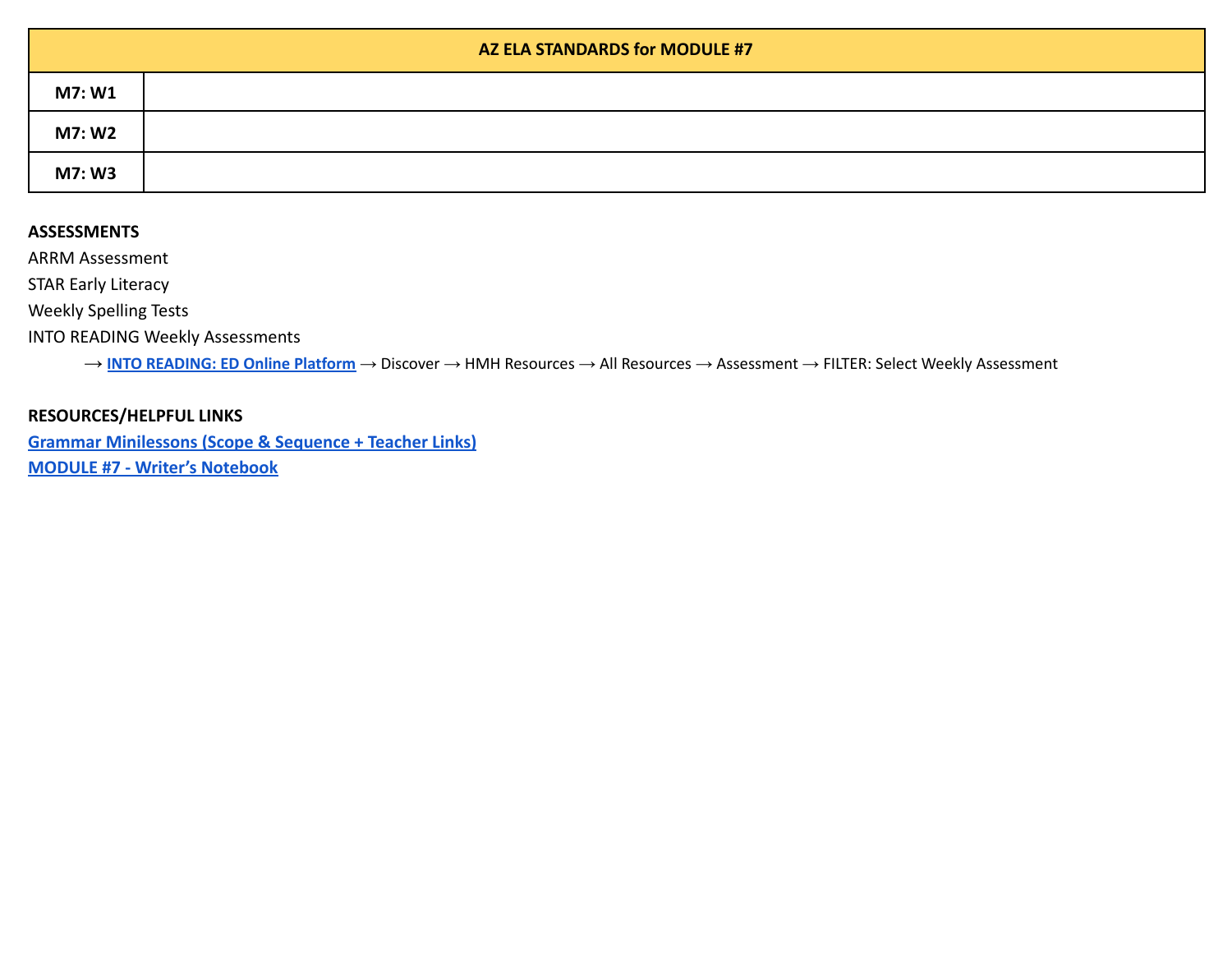| AZ ELA STANDARDS for MODULE #7 | |
|---|---|
| **M7: W1** | |
| **M7: W2** | |
| **M7: W3** | |

**ASSESSMENTS**

ARRM Assessment

STAR Early Literacy

Weekly Spelling Tests

INTO READING Weekly Assessments

→ **INTO READING: ED Online Platform** → Discover → HMH Resources → All Resources → Assessment → FILTER: Select Weekly Assessment

**RESOURCES/HELPFUL LINKS**

**Grammar Minilessons (Scope & Sequence + Teacher Links)**

**MODULE #7 - Writer's Notebook**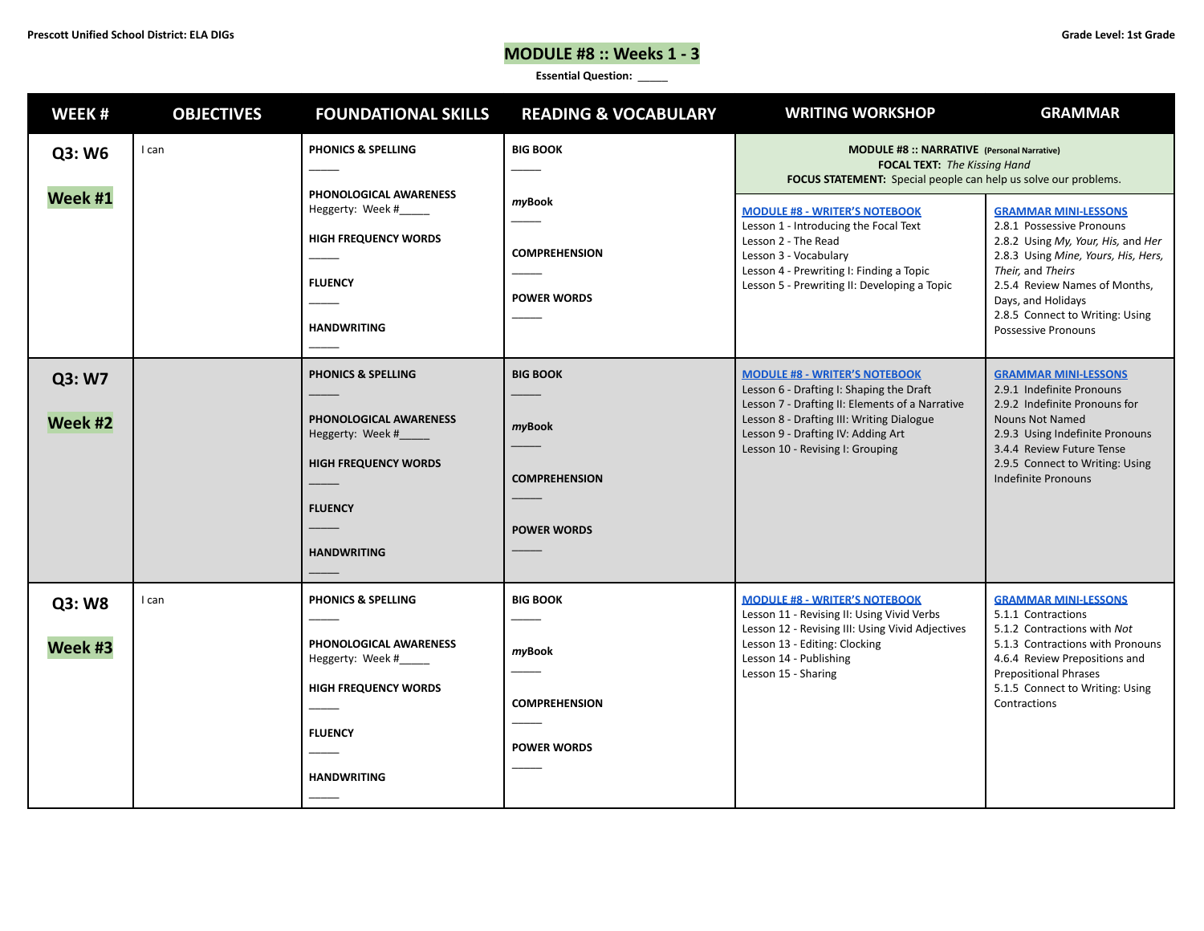Prescott Unified School District: ELA DIGs

Grade Level: 1st Grade

# MODULE #8 :: Weeks 1 - 3

**Essential Question:** _____

| WEEK # | OBJECTIVES | FOUNDATIONAL SKILLS | READING & VOCABULARY | WRITING WORKSHOP | GRAMMAR |
|---|---|---|---|---|---|
| | | | | **MODULE #8 :: NARRATIVE** (Personal Narrative)<br>**FOCUS TEXT:** *The Kissing Hand*<br>**FOCUS STATEMENT:** Special people can help us solve our problems. | |
| **Q3: W6**<br><br>**Week #1** | I can | **PHONICS & SPELLING**<br>_____<br><br>**PHONOLOGICAL AWARENESS**<br>Heggerty: Week #_____<br><br>**HIGH FREQUENCY WORDS**<br>_____<br><br>**FLUENCY**<br>_____<br><br>**HANDWRITING**<br>_____ | **BIG BOOK**<br>_____<br><br>***myBook***<br>_____<br><br>**COMPREHENSION**<br>_____<br><br>**POWER WORDS**<br>_____ | **MODULE #8 - WRITER'S NOTEBOOK**<br>Lesson 1 - Introducing the Focal Text<br>Lesson 2 - The Read<br>Lesson 3 - Vocabulary<br>Lesson 4 - Prewriting I: Finding a Topic<br>Lesson 5 - Prewriting II: Developing a Topic | **GRAMMAR MINI-LESSONS**<br>2.8.1 Possessive Pronouns<br>2.8.2 Using *My, Your, His,* and *Her*<br>2.8.3 Using *Mine, Yours, His, Hers, Their,* and *Theirs*<br>2.5.4 Review Names of Months, Days, and Holidays<br>2.8.5 Connect to Writing: Using Possessive Pronouns |
| **Q3: W7**<br><br>**Week #2** | | **PHONICS & SPELLING**<br>_____<br><br>**PHONOLOGICAL AWARENESS**<br>Heggerty: Week #_____<br><br>**HIGH FREQUENCY WORDS**<br>_____<br><br>**FLUENCY**<br>_____<br><br>**HANDWRITING**<br>_____ | **BIG BOOK**<br>_____<br><br>***myBook***<br>_____<br><br>**COMPREHENSION**<br>_____<br><br>**POWER WORDS**<br>_____ | **MODULE #8 - WRITER'S NOTEBOOK**<br>Lesson 6 - Drafting I: Shaping the Draft<br>Lesson 7 - Drafting II: Elements of a Narrative<br>Lesson 8 - Drafting III: Writing Dialogue<br>Lesson 9 - Drafting IV: Adding Art<br>Lesson 10 - Revising I: Grouping | **GRAMMAR MINI-LESSONS**<br>2.9.1 Indefinite Pronouns<br>2.9.2 Indefinite Pronouns for Nouns Not Named<br>2.9.3 Using Indefinite Pronouns<br>3.4.4 Review Future Tense<br>2.9.5 Connect to Writing: Using Indefinite Pronouns |
| **Q3: W8**<br><br>**Week #3** | I can | **PHONICS & SPELLING**<br>_____<br><br>**PHONOLOGICAL AWARENESS**<br>Heggerty: Week #_____<br><br>**HIGH FREQUENCY WORDS**<br>_____<br><br>**FLUENCY**<br>_____<br><br>**HANDWRITING**<br>_____ | **BIG BOOK**<br>_____<br><br>***myBook***<br>_____<br><br>**COMPREHENSION**<br>_____<br><br>**POWER WORDS**<br>_____ | **MODULE #8 - WRITER'S NOTEBOOK**<br>Lesson 11 - Revising II: Using Vivid Verbs<br>Lesson 12 - Revising III: Using Vivid Adjectives<br>Lesson 13 - Editing: Clocking<br>Lesson 14 - Publishing<br>Lesson 15 - Sharing | **GRAMMAR MINI-LESSONS**<br>5.1.1 Contractions<br>5.1.2 Contractions with *Not*<br>5.1.3 Contractions with Pronouns<br>4.6.4 Review Prepositions and Prepositional Phrases<br>5.1.5 Connect to Writing: Using Contractions |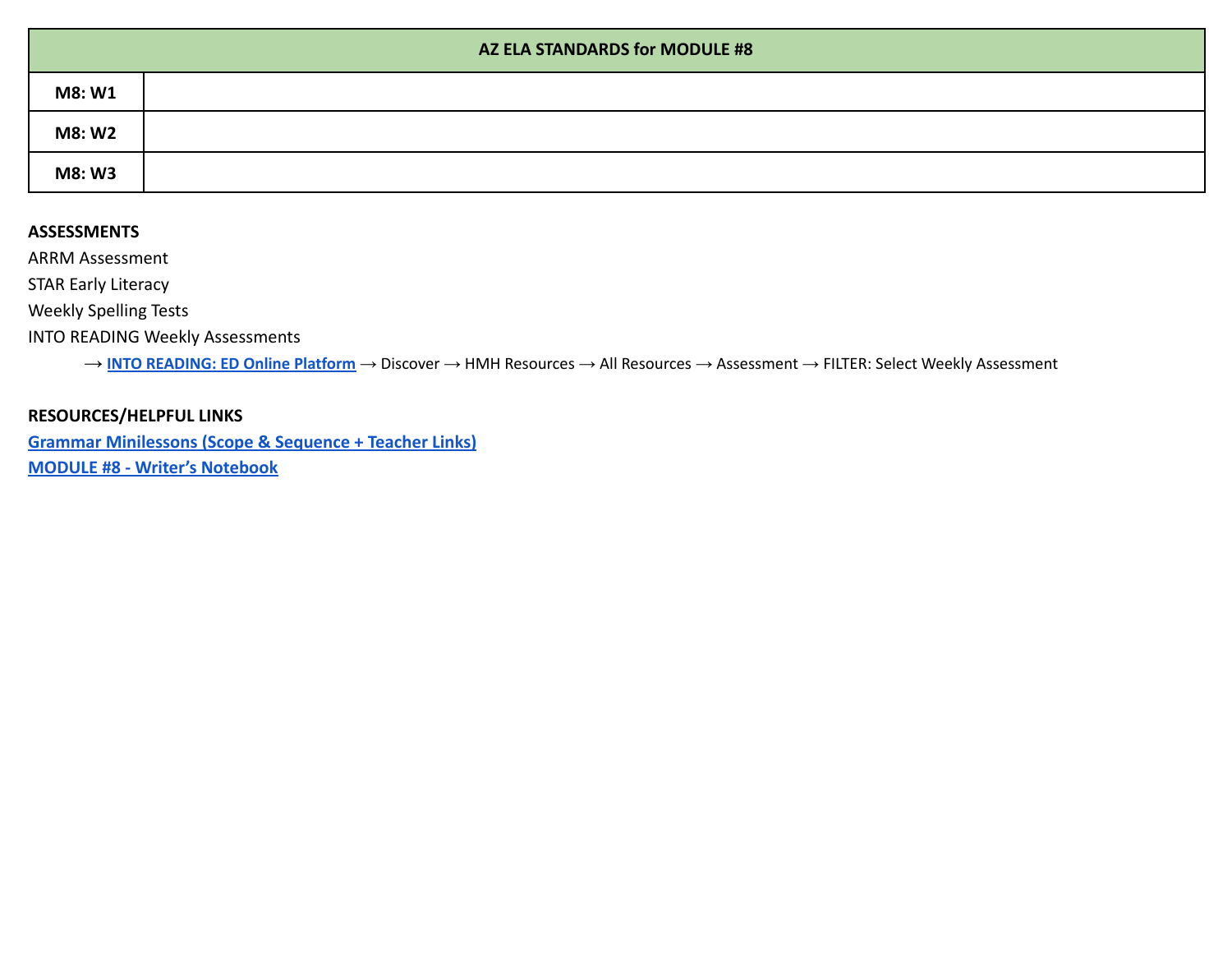| AZ ELA STANDARDS for MODULE #8 | |
|---|---|
| **M8: W1** | |
| **M8: W2** | |
| **M8: W3** | |

**ASSESSMENTS**

ARRM Assessment

STAR Early Literacy

Weekly Spelling Tests

INTO READING Weekly Assessments

⟶ **INTO READING: ED Online Platform** ⟶ Discover ⟶ HMH Resources ⟶ All Resources ⟶ Assessment ⟶ FILTER: Select Weekly Assessment

**RESOURCES/HELPFUL LINKS**

**Grammar Minilessons (Scope & Sequence + Teacher Links)**

**MODULE #8 - Writer's Notebook**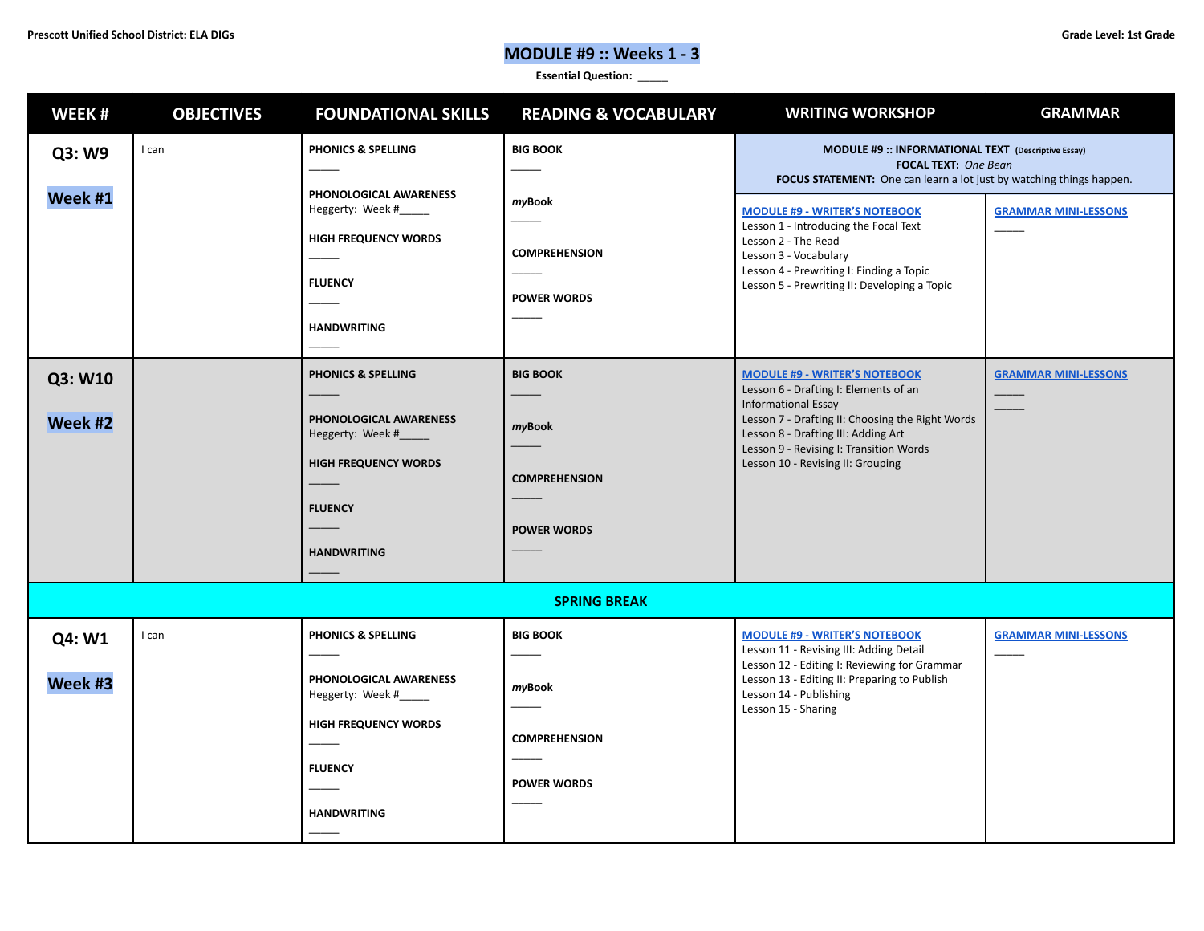Prescott Unified School District: ELA DIGs

Grade Level: 1st Grade

# MODULE #9 :: Weeks 1 - 3

**Essential Question:** _____

| WEEK # | OBJECTIVES | FOUNDATIONAL SKILLS | READING & VOCABULARY | WRITING WORKSHOP | GRAMMAR |
|---|---|---|---|---|---|
| | | | | **MODULE #9 :: INFORMATIONAL TEXT** (Descriptive Essay)<br>**FOCAL TEXT:** *One Bean*<br>**FOCUS STATEMENT:** One can learn a lot just by watching things happen. | |
| **Q3: W9**<br><br>**Week #1** | I can | **PHONICS & SPELLING**<br>_____<br><br>**PHONOLOGICAL AWARENESS**<br>Heggerty: Week #_____<br><br>**HIGH FREQUENCY WORDS**<br>_____<br><br>**FLUENCY**<br>_____<br><br>**HANDWRITING**<br>_____ | **BIG BOOK**<br>_____<br><br>***myBook***<br>_____<br><br>**COMPREHENSION**<br>_____<br><br>**POWER WORDS**<br>_____ | MODULE #9 - WRITER'S NOTEBOOK<br>Lesson 1 - Introducing the Focal Text<br>Lesson 2 - The Read<br>Lesson 3 - Vocabulary<br>Lesson 4 - Prewriting I: Finding a Topic<br>Lesson 5 - Prewriting II: Developing a Topic | GRAMMAR MINI-LESSONS<br>_____ |
| **Q3: W10**<br><br>**Week #2** | | **PHONICS & SPELLING**<br>_____<br><br>**PHONOLOGICAL AWARENESS**<br>Heggerty: Week #_____<br><br>**HIGH FREQUENCY WORDS**<br>_____<br><br>**FLUENCY**<br>_____<br><br>**HANDWRITING**<br>_____ | **BIG BOOK**<br>_____<br><br>***myBook***<br>_____<br><br>**COMPREHENSION**<br>_____<br><br>**POWER WORDS**<br>_____ | MODULE #9 - WRITER'S NOTEBOOK<br>Lesson 6 - Drafting I: Elements of an Informational Essay<br>Lesson 7 - Drafting II: Choosing the Right Words<br>Lesson 8 - Drafting III: Adding Art<br>Lesson 9 - Revising I: Transition Words<br>Lesson 10 - Revising II: Grouping | GRAMMAR MINI-LESSONS<br>_____<br>_____ |
| **SPRING BREAK** | | | | | |
| **Q4: W1**<br><br>**Week #3** | I can | **PHONICS & SPELLING**<br>_____<br><br>**PHONOLOGICAL AWARENESS**<br>Heggerty: Week #_____<br><br>**HIGH FREQUENCY WORDS**<br>_____<br><br>**FLUENCY**<br>_____<br><br>**HANDWRITING**<br>_____ | **BIG BOOK**<br>_____<br><br>***myBook***<br>_____<br><br>**COMPREHENSION**<br>_____<br><br>**POWER WORDS**<br>_____ | MODULE #9 - WRITER'S NOTEBOOK<br>Lesson 11 - Revising III: Adding Detail<br>Lesson 12 - Editing I: Reviewing for Grammar<br>Lesson 13 - Editing II: Preparing to Publish<br>Lesson 14 - Publishing<br>Lesson 15 - Sharing | GRAMMAR MINI-LESSONS<br>_____ |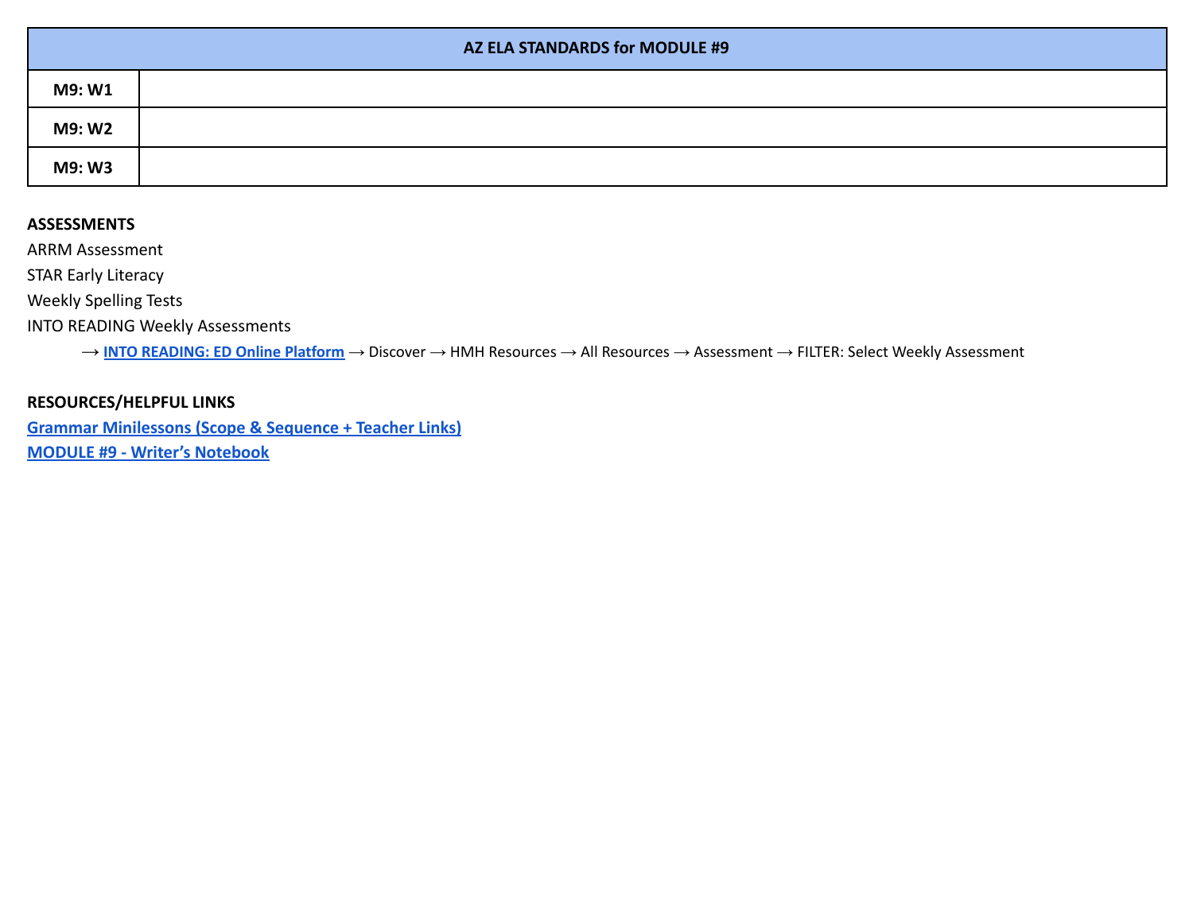| AZ ELA STANDARDS for MODULE #9 | |
|---|---|
| **M9: W1** | |
| **M9: W2** | |
| **M9: W3** | |

**ASSESSMENTS**

ARRM Assessment

STAR Early Literacy

Weekly Spelling Tests

INTO READING Weekly Assessments

→ **INTO READING: ED Online Platform** → Discover → HMH Resources → All Resources → Assessment → FILTER: Select Weekly Assessment

**RESOURCES/HELPFUL LINKS**

**Grammar Minilessons (Scope & Sequence + Teacher Links)**

**MODULE #9 - Writer's Notebook**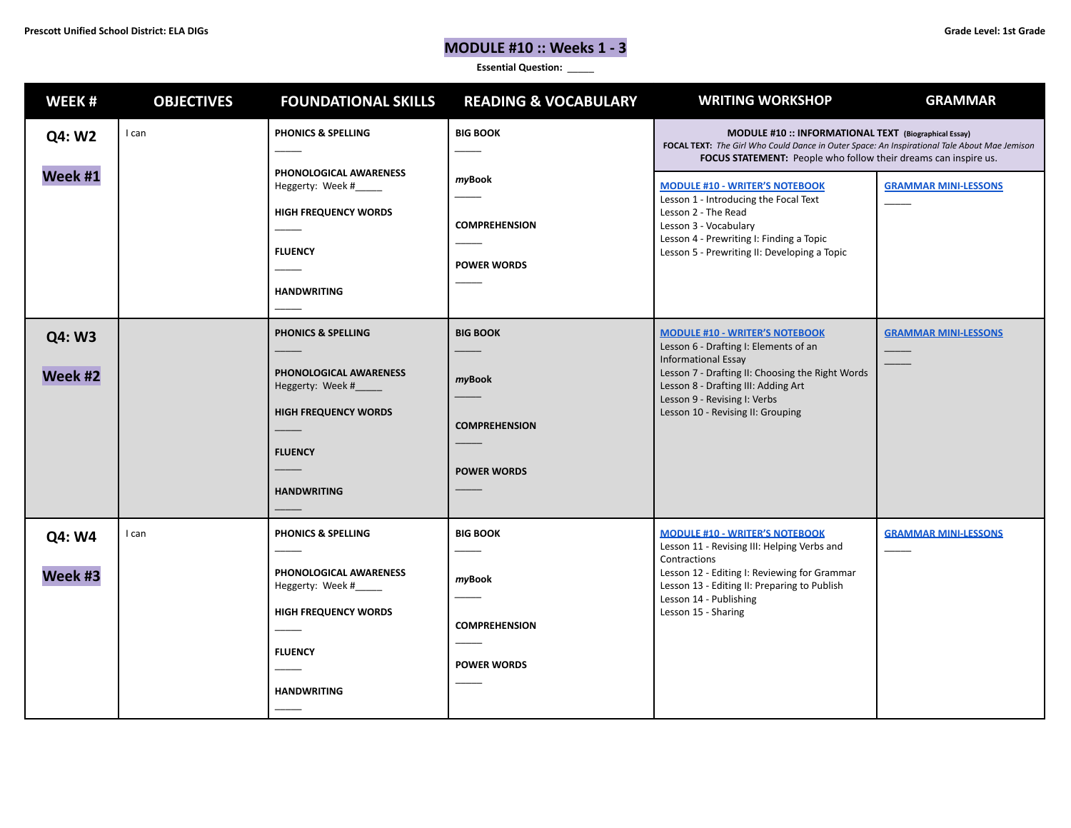Prescott Unified School District: ELA DIGs

Grade Level: 1st Grade

# MODULE #10 :: Weeks 1 - 3

**Essential Question:** _____

| WEEK # | OBJECTIVES | FOUNDATIONAL SKILLS | READING & VOCABULARY | WRITING WORKSHOP | GRAMMAR |
|---|---|---|---|---|---|
| | | | | **MODULE #10 :: INFORMATIONAL TEXT** (Biographical Essay)<br>**FOCAL TEXT:** *The Girl Who Could Dance in Outer Space: An Inspirational Tale About Mae Jemison*<br>**FOCUS STATEMENT:** People who follow their dreams can inspire us. | |
| **Q4: W2**<br><br>**Week #1** | I can | **PHONICS & SPELLING**<br>_____<br><br>**PHONOLOGICAL AWARENESS**<br>Heggerty: Week #_____<br><br>**HIGH FREQUENCY WORDS**<br>_____<br><br>**FLUENCY**<br>_____<br><br>**HANDWRITING**<br>_____ | **BIG BOOK**<br>_____<br><br>***my*Book**<br>_____<br><br>**COMPREHENSION**<br>_____<br><br>**POWER WORDS**<br>_____ | **MODULE #10 - WRITER'S NOTEBOOK**<br>Lesson 1 - Introducing the Focal Text<br>Lesson 2 - The Read<br>Lesson 3 - Vocabulary<br>Lesson 4 - Prewriting I: Finding a Topic<br>Lesson 5 - Prewriting II: Developing a Topic | **GRAMMAR MINI-LESSONS**<br>_____ |
| **Q4: W3**<br><br>**Week #2** | | **PHONICS & SPELLING**<br>_____<br><br>**PHONOLOGICAL AWARENESS**<br>Heggerty: Week #_____<br><br>**HIGH FREQUENCY WORDS**<br>_____<br><br>**FLUENCY**<br>_____<br><br>**HANDWRITING**<br>_____ | **BIG BOOK**<br>_____<br><br>***my*Book**<br>_____<br><br>**COMPREHENSION**<br>_____<br><br>**POWER WORDS**<br>_____ | **MODULE #10 - WRITER'S NOTEBOOK**<br>Lesson 6 - Drafting I: Elements of an Informational Essay<br>Lesson 7 - Drafting II: Choosing the Right Words<br>Lesson 8 - Drafting III: Adding Art<br>Lesson 9 - Revising I: Verbs<br>Lesson 10 - Revising II: Grouping | **GRAMMAR MINI-LESSONS**<br>_____<br>_____ |
| **Q4: W4**<br><br>**Week #3** | I can | **PHONICS & SPELLING**<br>_____<br><br>**PHONOLOGICAL AWARENESS**<br>Heggerty: Week #_____<br><br>**HIGH FREQUENCY WORDS**<br>_____<br><br>**FLUENCY**<br>_____<br><br>**HANDWRITING**<br>_____ | **BIG BOOK**<br>_____<br><br>***my*Book**<br>_____<br><br>**COMPREHENSION**<br>_____<br><br>**POWER WORDS**<br>_____ | **MODULE #10 - WRITER'S NOTEBOOK**<br>Lesson 11 - Revising III: Helping Verbs and Contractions<br>Lesson 12 - Editing I: Reviewing for Grammar<br>Lesson 13 - Editing II: Preparing to Publish<br>Lesson 14 - Publishing<br>Lesson 15 - Sharing | **GRAMMAR MINI-LESSONS**<br>_____ |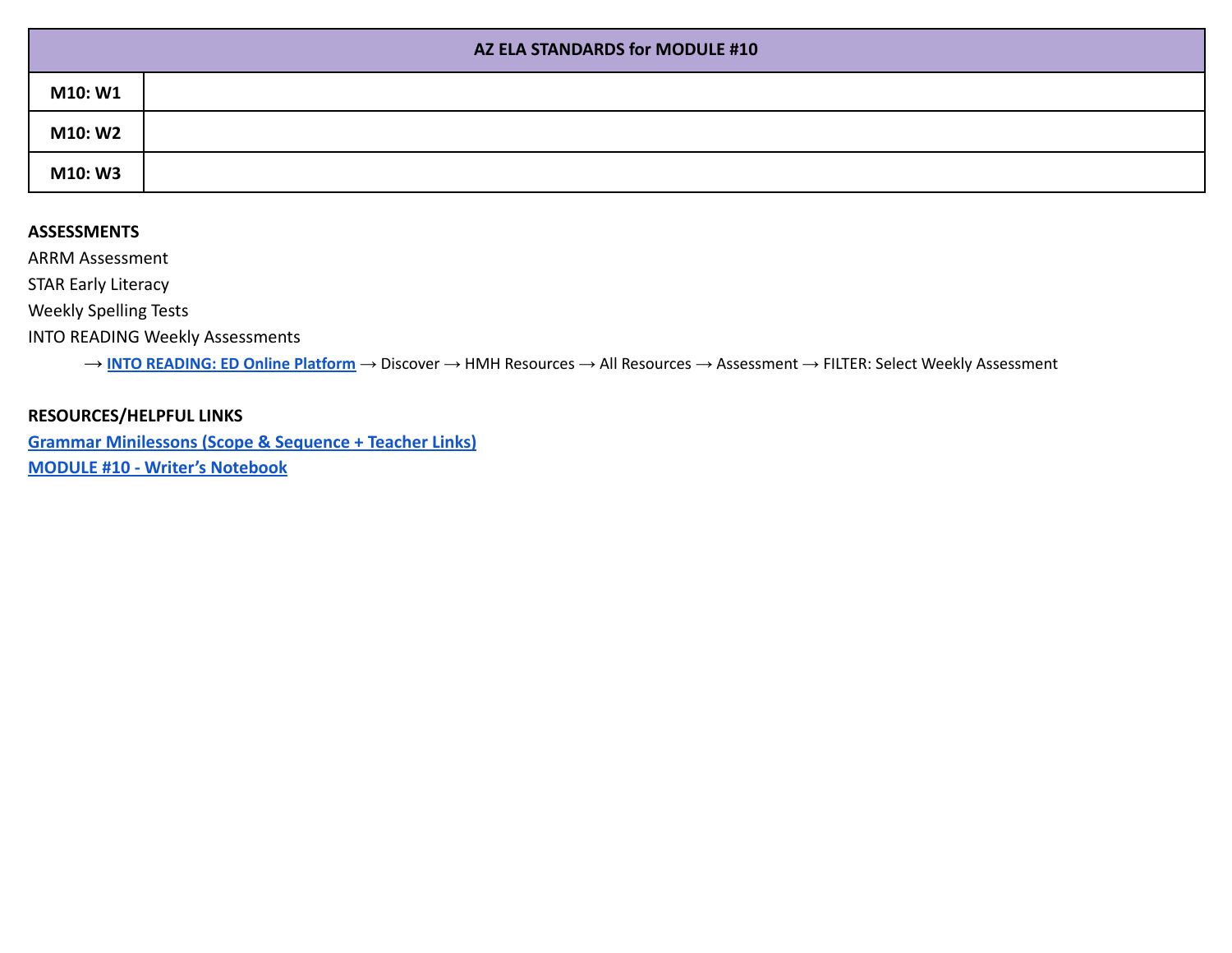| AZ ELA STANDARDS for MODULE #10 | |
|---|---|
| **M10: W1** | |
| **M10: W2** | |
| **M10: W3** | |

**ASSESSMENTS**

ARRM Assessment

STAR Early Literacy

Weekly Spelling Tests

INTO READING Weekly Assessments

→ **INTO READING: ED Online Platform** → Discover → HMH Resources → All Resources → Assessment → FILTER: Select Weekly Assessment

**RESOURCES/HELPFUL LINKS**

**Grammar Minilessons (Scope & Sequence + Teacher Links)**

**MODULE #10 - Writer's Notebook**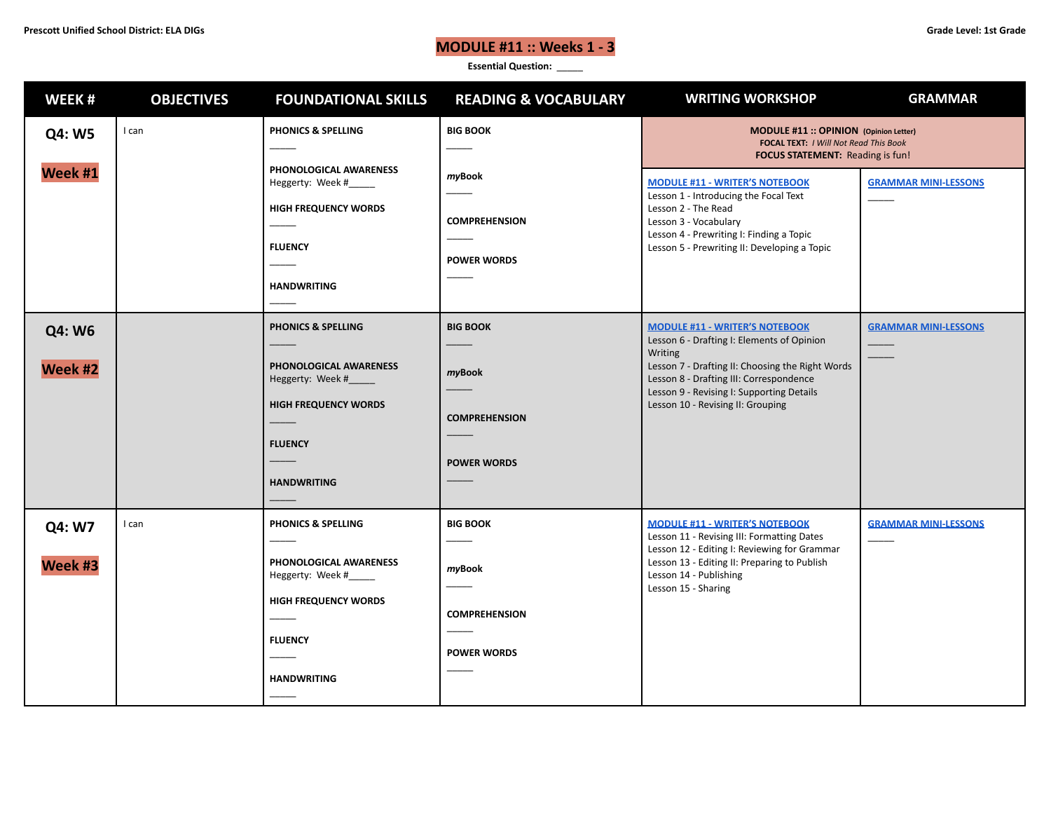Prescott Unified School District: ELA DIGs

Grade Level: 1st Grade

# MODULE #11 :: Weeks 1 - 3

**Essential Question:** _____

| WEEK # | OBJECTIVES | FOUNDATIONAL SKILLS | READING & VOCABULARY | WRITING WORKSHOP | GRAMMAR |
|---|---|---|---|---|---|
| | | | | **MODULE #11 :: OPINION** (Opinion Letter)<br>**FOCAL TEXT:** *I Will Not Read This Book*<br>**FOCUS STATEMENT:** Reading is fun! | |
| **Q4: W5**<br><br>**Week #1** | I can | **PHONICS & SPELLING**<br>_____<br><br>**PHONOLOGICAL AWARENESS**<br>Heggerty: Week #_____<br><br>**HIGH FREQUENCY WORDS**<br>_____<br><br>**FLUENCY**<br>_____<br><br>**HANDWRITING**<br>_____ | **BIG BOOK**<br>_____<br><br>***my*Book**<br>_____<br><br>**COMPREHENSION**<br>_____<br><br>**POWER WORDS**<br>_____ | MODULE #11 - WRITER'S NOTEBOOK<br>Lesson 1 - Introducing the Focal Text<br>Lesson 2 - The Read<br>Lesson 3 - Vocabulary<br>Lesson 4 - Prewriting I: Finding a Topic<br>Lesson 5 - Prewriting II: Developing a Topic | GRAMMAR MINI-LESSONS<br>_____ |
| **Q4: W6**<br><br>**Week #2** | | **PHONICS & SPELLING**<br>_____<br><br>**PHONOLOGICAL AWARENESS**<br>Heggerty: Week #_____<br><br>**HIGH FREQUENCY WORDS**<br>_____<br><br>**FLUENCY**<br>_____<br><br>**HANDWRITING**<br>_____ | **BIG BOOK**<br>_____<br><br>***my*Book**<br>_____<br><br>**COMPREHENSION**<br>_____<br><br>**POWER WORDS**<br>_____ | MODULE #11 - WRITER'S NOTEBOOK<br>Lesson 6 - Drafting I: Elements of Opinion Writing<br>Lesson 7 - Drafting II: Choosing the Right Words<br>Lesson 8 - Drafting III: Correspondence<br>Lesson 9 - Revising I: Supporting Details<br>Lesson 10 - Revising II: Grouping | GRAMMAR MINI-LESSONS<br>_____<br>_____ |
| **Q4: W7**<br><br>**Week #3** | I can | **PHONICS & SPELLING**<br>_____<br><br>**PHONOLOGICAL AWARENESS**<br>Heggerty: Week #_____<br><br>**HIGH FREQUENCY WORDS**<br>_____<br><br>**FLUENCY**<br>_____<br><br>**HANDWRITING**<br>_____ | **BIG BOOK**<br>_____<br><br>***my*Book**<br>_____<br><br>**COMPREHENSION**<br>_____<br><br>**POWER WORDS**<br>_____ | MODULE #11 - WRITER'S NOTEBOOK<br>Lesson 11 - Revising III: Formatting Dates<br>Lesson 12 - Editing I: Reviewing for Grammar<br>Lesson 13 - Editing II: Preparing to Publish<br>Lesson 14 - Publishing<br>Lesson 15 - Sharing | GRAMMAR MINI-LESSONS<br>_____ |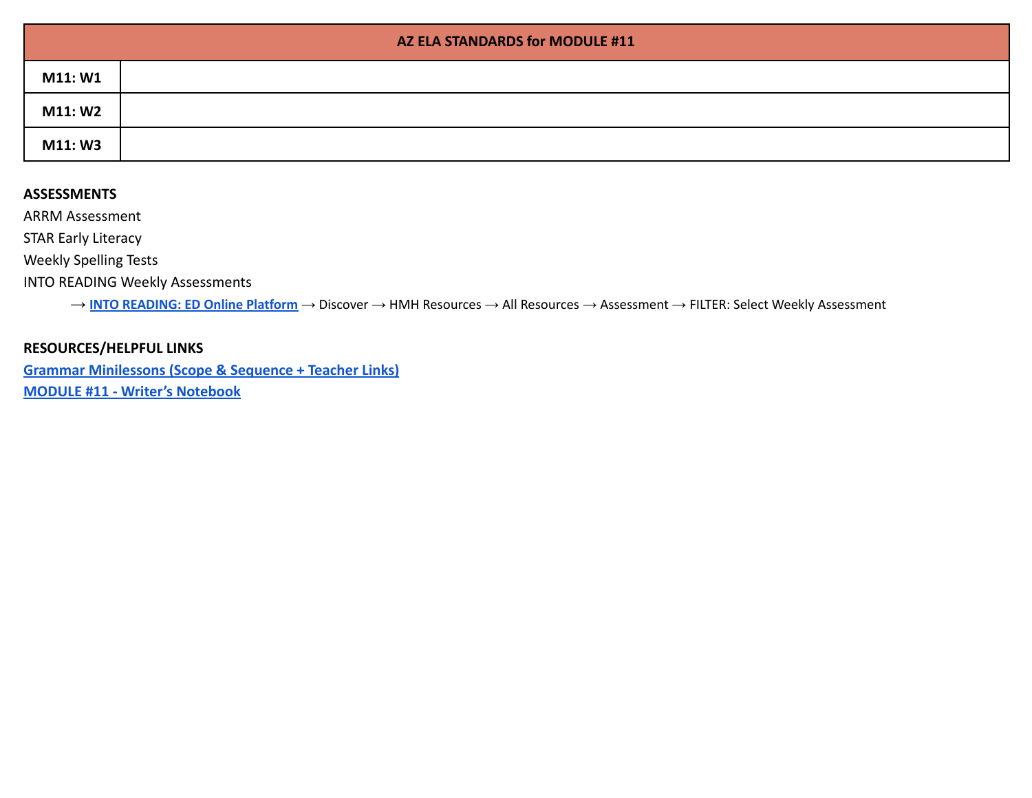| AZ ELA STANDARDS for MODULE #11 | |
|---|---|
| **M11: W1** | |
| **M11: W2** | |
| **M11: W3** | |

**ASSESSMENTS**

ARRM Assessment

STAR Early Literacy

Weekly Spelling Tests

INTO READING Weekly Assessments

⟶ **INTO READING: ED Online Platform** ⟶ Discover ⟶ HMH Resources ⟶ All Resources ⟶ Assessment ⟶ FILTER: Select Weekly Assessment

**RESOURCES/HELPFUL LINKS**

**Grammar Minilessons (Scope & Sequence + Teacher Links)**

**MODULE #11 - Writer's Notebook**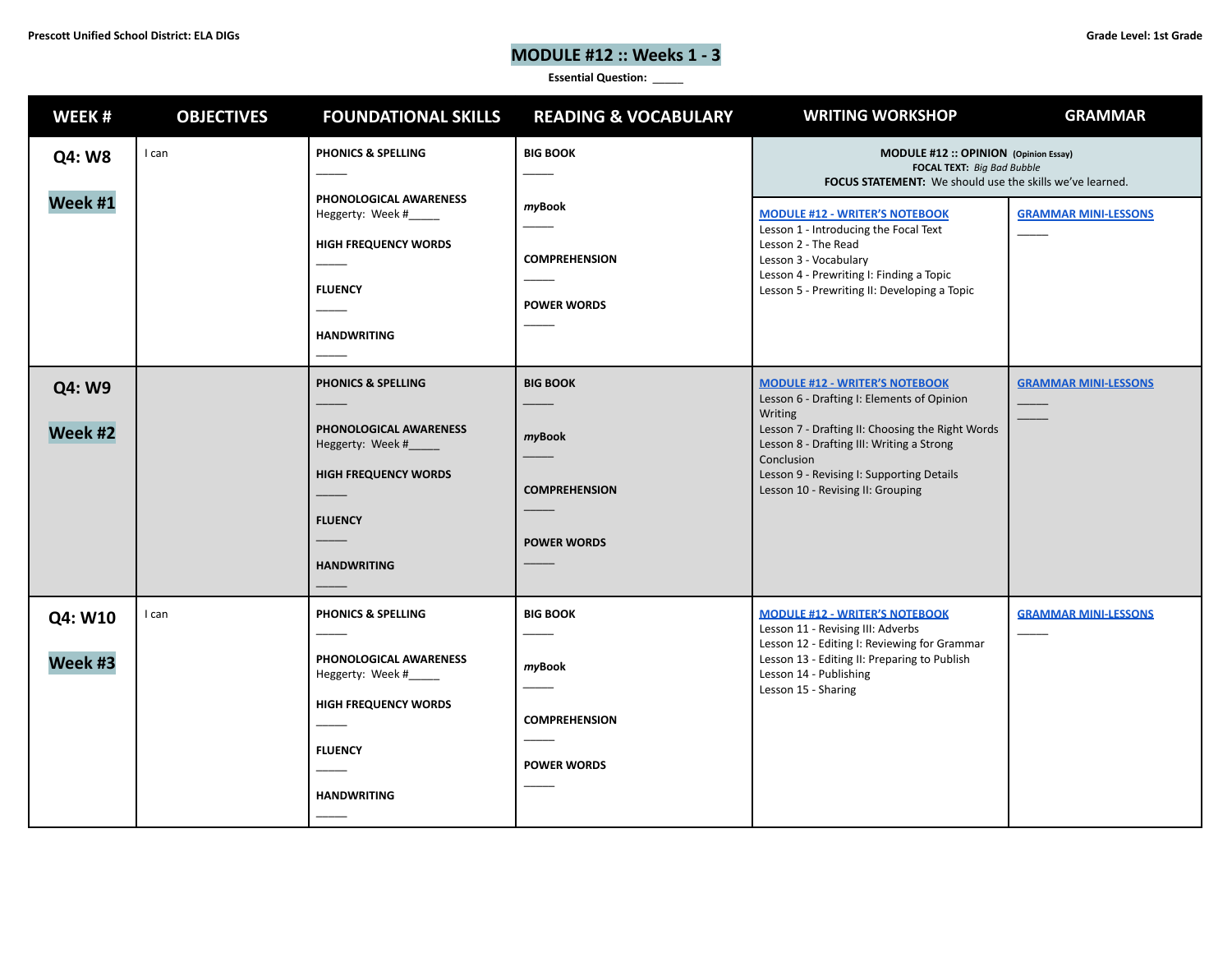Prescott Unified School District: ELA DIGs

Grade Level: 1st Grade

# MODULE #12 :: Weeks 1 - 3

**Essential Question:** _____

| WEEK # | OBJECTIVES | FOUNDATIONAL SKILLS | READING & VOCABULARY | WRITING WORKSHOP | GRAMMAR |
|---|---|---|---|---|---|
| | | | | **MODULE #12 :: OPINION** (Opinion Essay)<br>**FOCAL TEXT:** *Big Bad Bubble*<br>**FOCUS STATEMENT:** We should use the skills we've learned. | |
| **Q4: W8**<br><br>**Week #1** | I can | **PHONICS & SPELLING**<br>_____<br><br>**PHONOLOGICAL AWARENESS**<br>Heggerty: Week #_____<br><br>**HIGH FREQUENCY WORDS**<br>_____<br><br>**FLUENCY**<br>_____<br><br>**HANDWRITING**<br>_____ | **BIG BOOK**<br>_____<br><br>***myBook***<br>_____<br><br>**COMPREHENSION**<br>_____<br><br>**POWER WORDS**<br>_____ | **MODULE #12 - WRITER'S NOTEBOOK**<br>Lesson 1 - Introducing the Focal Text<br>Lesson 2 - The Read<br>Lesson 3 - Vocabulary<br>Lesson 4 - Prewriting I: Finding a Topic<br>Lesson 5 - Prewriting II: Developing a Topic | **GRAMMAR MINI-LESSONS**<br>_____ |
| **Q4: W9**<br><br>**Week #2** | | **PHONICS & SPELLING**<br>_____<br><br>**PHONOLOGICAL AWARENESS**<br>Heggerty: Week #_____<br><br>**HIGH FREQUENCY WORDS**<br>_____<br><br>**FLUENCY**<br>_____<br><br>**HANDWRITING**<br>_____ | **BIG BOOK**<br>_____<br><br>***myBook***<br>_____<br><br>**COMPREHENSION**<br>_____<br><br>**POWER WORDS**<br>_____ | **MODULE #12 - WRITER'S NOTEBOOK**<br>Lesson 6 - Drafting I: Elements of Opinion Writing<br>Lesson 7 - Drafting II: Choosing the Right Words<br>Lesson 8 - Drafting III: Writing a Strong Conclusion<br>Lesson 9 - Revising I: Supporting Details<br>Lesson 10 - Revising II: Grouping | **GRAMMAR MINI-LESSONS**<br>_____<br>_____ |
| **Q4: W10**<br><br>**Week #3** | I can | **PHONICS & SPELLING**<br>_____<br><br>**PHONOLOGICAL AWARENESS**<br>Heggerty: Week #_____<br><br>**HIGH FREQUENCY WORDS**<br>_____<br><br>**FLUENCY**<br>_____<br><br>**HANDWRITING**<br>_____ | **BIG BOOK**<br>_____<br><br>***myBook***<br>_____<br><br>**COMPREHENSION**<br>_____<br><br>**POWER WORDS**<br>_____ | **MODULE #12 - WRITER'S NOTEBOOK**<br>Lesson 11 - Revising III: Adverbs<br>Lesson 12 - Editing I: Reviewing for Grammar<br>Lesson 13 - Editing II: Preparing to Publish<br>Lesson 14 - Publishing<br>Lesson 15 - Sharing | **GRAMMAR MINI-LESSONS**<br>_____ |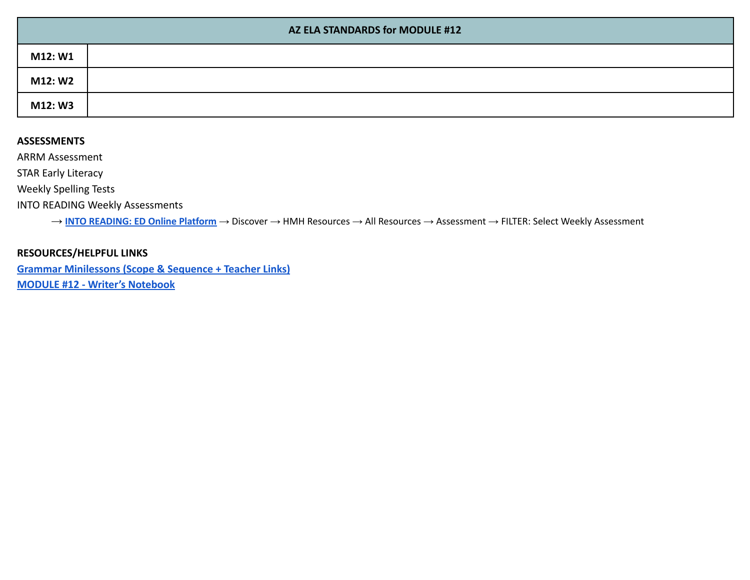| AZ ELA STANDARDS for MODULE #12 | |
|---|---|
| **M12: W1** | |
| **M12: W2** | |
| **M12: W3** | |

**ASSESSMENTS**

ARRM Assessment

STAR Early Literacy

Weekly Spelling Tests

INTO READING Weekly Assessments

→ **INTO READING: ED Online Platform** → Discover → HMH Resources → All Resources → Assessment → FILTER: Select Weekly Assessment

**RESOURCES/HELPFUL LINKS**

**Grammar Minilessons (Scope & Sequence + Teacher Links)**

**MODULE #12 - Writer's Notebook**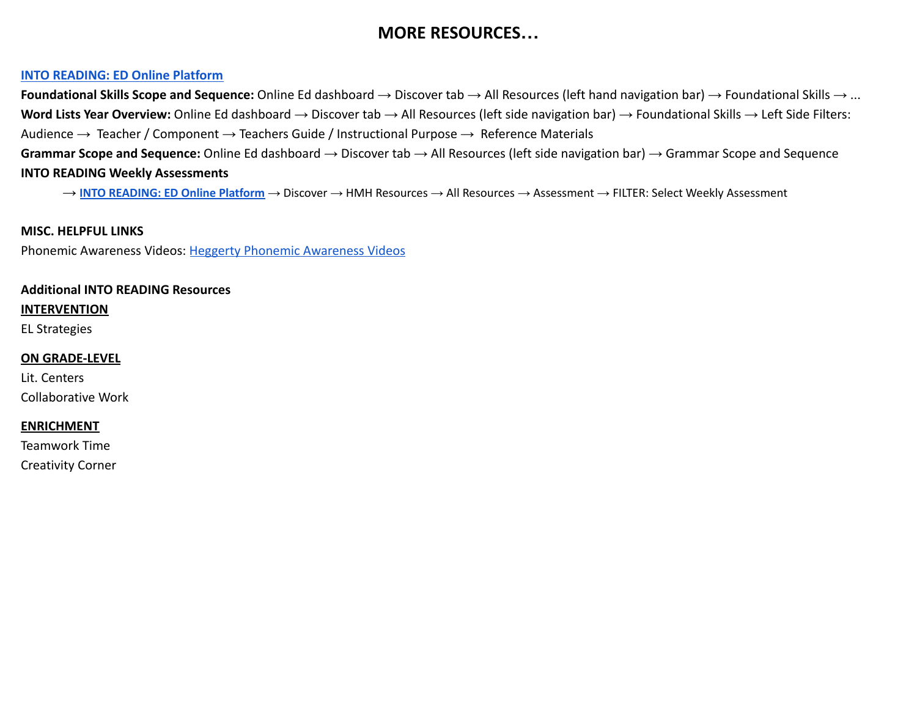# MORE RESOURCES…

**INTO READING: ED Online Platform**

**Foundational Skills Scope and Sequence:** Online Ed dashboard ⟶ Discover tab ⟶ All Resources (left hand navigation bar) ⟶ Foundational Skills ⟶ ...

**Word Lists Year Overview:** Online Ed dashboard ⟶ Discover tab ⟶ All Resources (left side navigation bar) ⟶ Foundational Skills ⟶ Left Side Filters: Audience ⟶ Teacher / Component ⟶ Teachers Guide / Instructional Purpose ⟶ Reference Materials

**Grammar Scope and Sequence:** Online Ed dashboard ⟶ Discover tab ⟶ All Resources (left side navigation bar) ⟶ Grammar Scope and Sequence

**INTO READING Weekly Assessments**

⟶ **INTO READING: ED Online Platform** ⟶ Discover ⟶ HMH Resources ⟶ All Resources ⟶ Assessment ⟶ FILTER: Select Weekly Assessment

**MISC. HELPFUL LINKS**

Phonemic Awareness Videos: Heggerty Phonemic Awareness Videos

**Additional INTO READING Resources**

**INTERVENTION**

EL Strategies

**ON GRADE-LEVEL**

Lit. Centers

Collaborative Work

**ENRICHMENT**

Teamwork Time

Creativity Corner